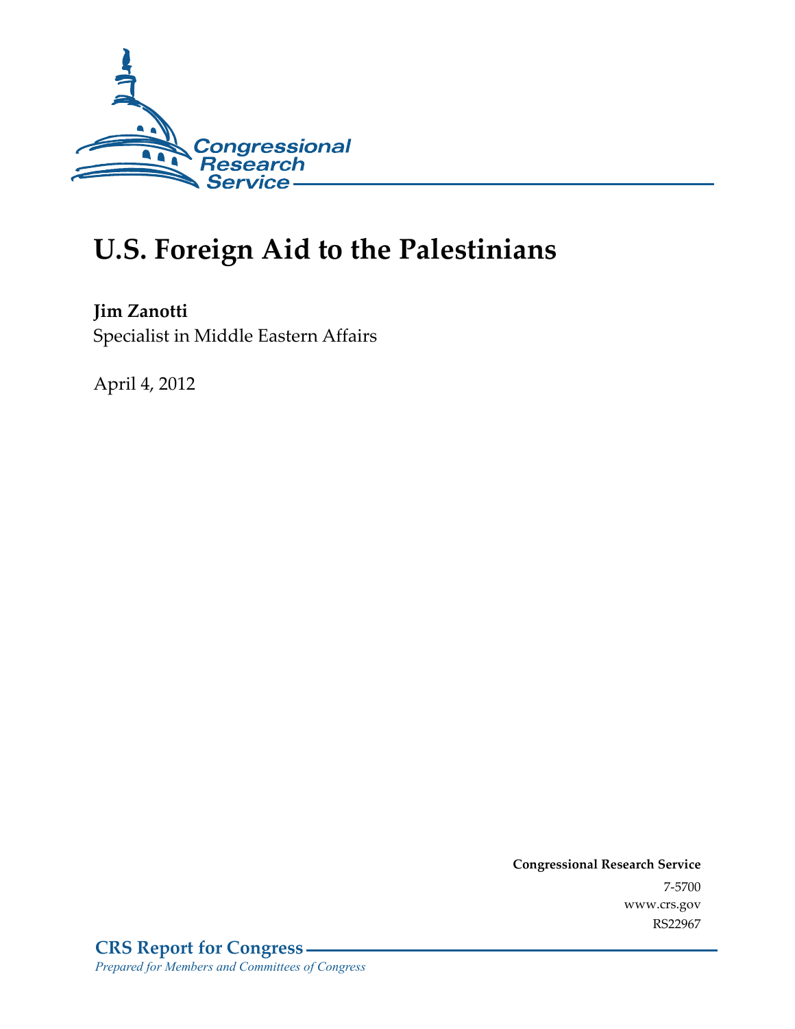Congressional Research Service

# U.S. Foreign Aid to the Palestinians

**Jim Zanotti**
Specialist in Middle Eastern Affairs

April 4, 2012

**Congressional Research Service**
7-5700
www.crs.gov
RS22967

**CRS Report for Congress**
*Prepared for Members and Committees of Congress*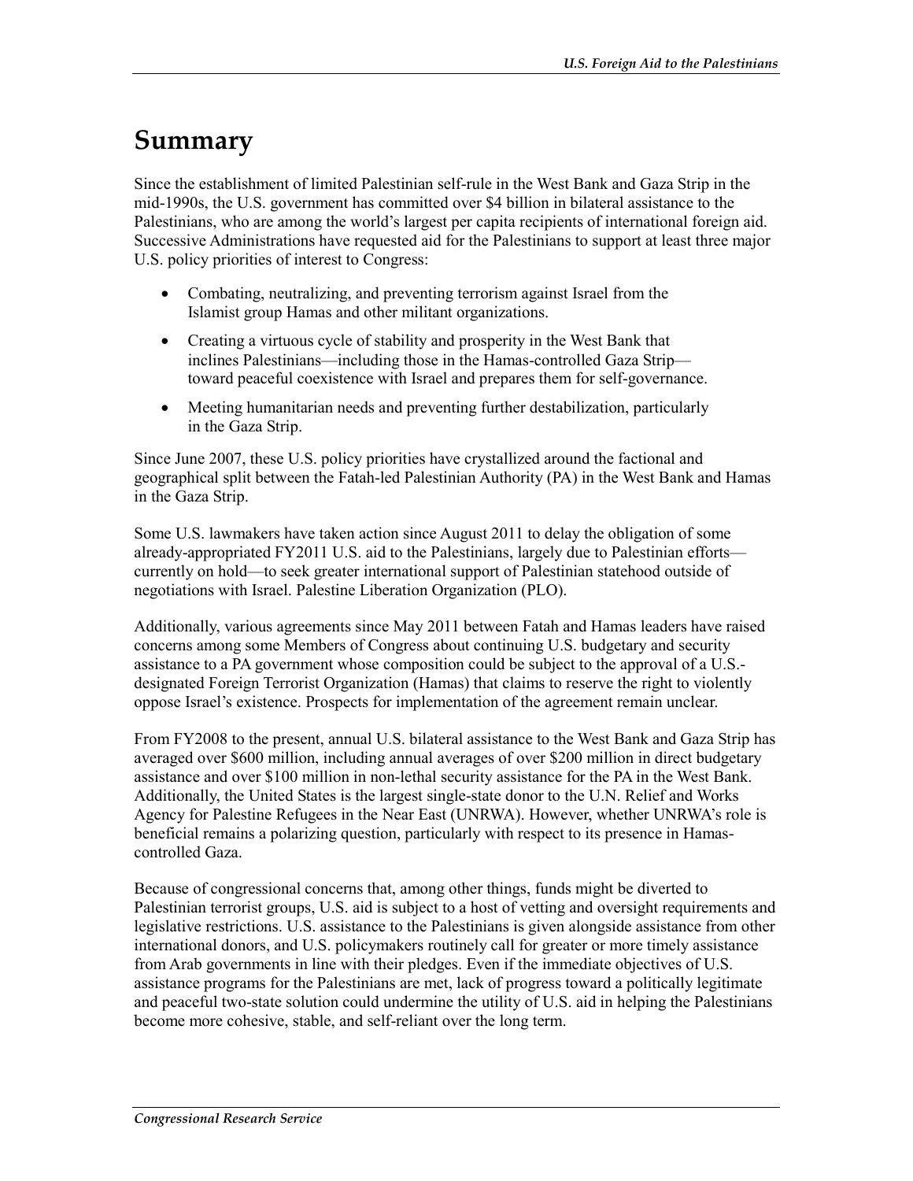# Summary

Since the establishment of limited Palestinian self-rule in the West Bank and Gaza Strip in the mid-1990s, the U.S. government has committed over $4 billion in bilateral assistance to the Palestinians, who are among the world's largest per capita recipients of international foreign aid. Successive Administrations have requested aid for the Palestinians to support at least three major U.S. policy priorities of interest to Congress:

- Combating, neutralizing, and preventing terrorism against Israel from the Islamist group Hamas and other militant organizations.
- Creating a virtuous cycle of stability and prosperity in the West Bank that inclines Palestinians—including those in the Hamas-controlled Gaza Strip—toward peaceful coexistence with Israel and prepares them for self-governance.
- Meeting humanitarian needs and preventing further destabilization, particularly in the Gaza Strip.

Since June 2007, these U.S. policy priorities have crystallized around the factional and geographical split between the Fatah-led Palestinian Authority (PA) in the West Bank and Hamas in the Gaza Strip.

Some U.S. lawmakers have taken action since August 2011 to delay the obligation of some already-appropriated FY2011 U.S. aid to the Palestinians, largely due to Palestinian efforts—currently on hold—to seek greater international support of Palestinian statehood outside of negotiations with Israel. Palestine Liberation Organization (PLO).

Additionally, various agreements since May 2011 between Fatah and Hamas leaders have raised concerns among some Members of Congress about continuing U.S. budgetary and security assistance to a PA government whose composition could be subject to the approval of a U.S.-designated Foreign Terrorist Organization (Hamas) that claims to reserve the right to violently oppose Israel's existence. Prospects for implementation of the agreement remain unclear.

From FY2008 to the present, annual U.S. bilateral assistance to the West Bank and Gaza Strip has averaged over $600 million, including annual averages of over $200 million in direct budgetary assistance and over $100 million in non-lethal security assistance for the PA in the West Bank. Additionally, the United States is the largest single-state donor to the U.N. Relief and Works Agency for Palestine Refugees in the Near East (UNRWA). However, whether UNRWA's role is beneficial remains a polarizing question, particularly with respect to its presence in Hamas-controlled Gaza.

Because of congressional concerns that, among other things, funds might be diverted to Palestinian terrorist groups, U.S. aid is subject to a host of vetting and oversight requirements and legislative restrictions. U.S. assistance to the Palestinians is given alongside assistance from other international donors, and U.S. policymakers routinely call for greater or more timely assistance from Arab governments in line with their pledges. Even if the immediate objectives of U.S. assistance programs for the Palestinians are met, lack of progress toward a politically legitimate and peaceful two-state solution could undermine the utility of U.S. aid in helping the Palestinians become more cohesive, stable, and self-reliant over the long term.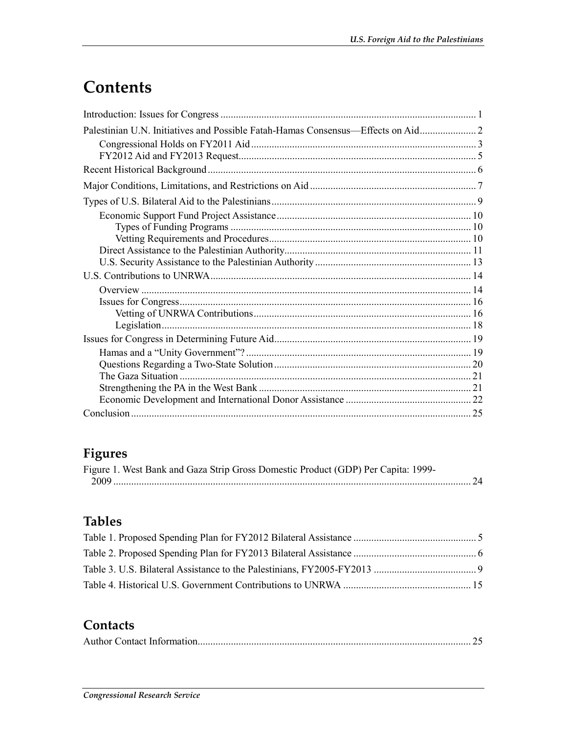# Contents

Introduction: Issues for Congress ... 1

Palestinian U.N. Initiatives and Possible Fatah-Hamas Consensus—Effects on Aid ... 2

- Congressional Holds on FY2011 Aid ... 3
- FY2012 Aid and FY2013 Request ... 5

Recent Historical Background ... 6

Major Conditions, Limitations, and Restrictions on Aid ... 7

Types of U.S. Bilateral Aid to the Palestinians ... 9

- Economic Support Fund Project Assistance ... 10
  - Types of Funding Programs ... 10
  - Vetting Requirements and Procedures ... 10
- Direct Assistance to the Palestinian Authority ... 11
- U.S. Security Assistance to the Palestinian Authority ... 13

U.S. Contributions to UNRWA ... 14

- Overview ... 14
- Issues for Congress ... 16
  - Vetting of UNRWA Contributions ... 16
  - Legislation ... 18

Issues for Congress in Determining Future Aid ... 19

- Hamas and a “Unity Government”? ... 19
- Questions Regarding a Two-State Solution ... 20
- The Gaza Situation ... 21
- Strengthening the PA in the West Bank ... 21
- Economic Development and International Donor Assistance ... 22

Conclusion ... 25

## Figures

Figure 1. West Bank and Gaza Strip Gross Domestic Product (GDP) Per Capita: 1999-2009 ... 24

## Tables

Table 1. Proposed Spending Plan for FY2012 Bilateral Assistance ... 5

Table 2. Proposed Spending Plan for FY2013 Bilateral Assistance ... 6

Table 3. U.S. Bilateral Assistance to the Palestinians, FY2005-FY2013 ... 9

Table 4. Historical U.S. Government Contributions to UNRWA ... 15

## Contacts

Author Contact Information ... 25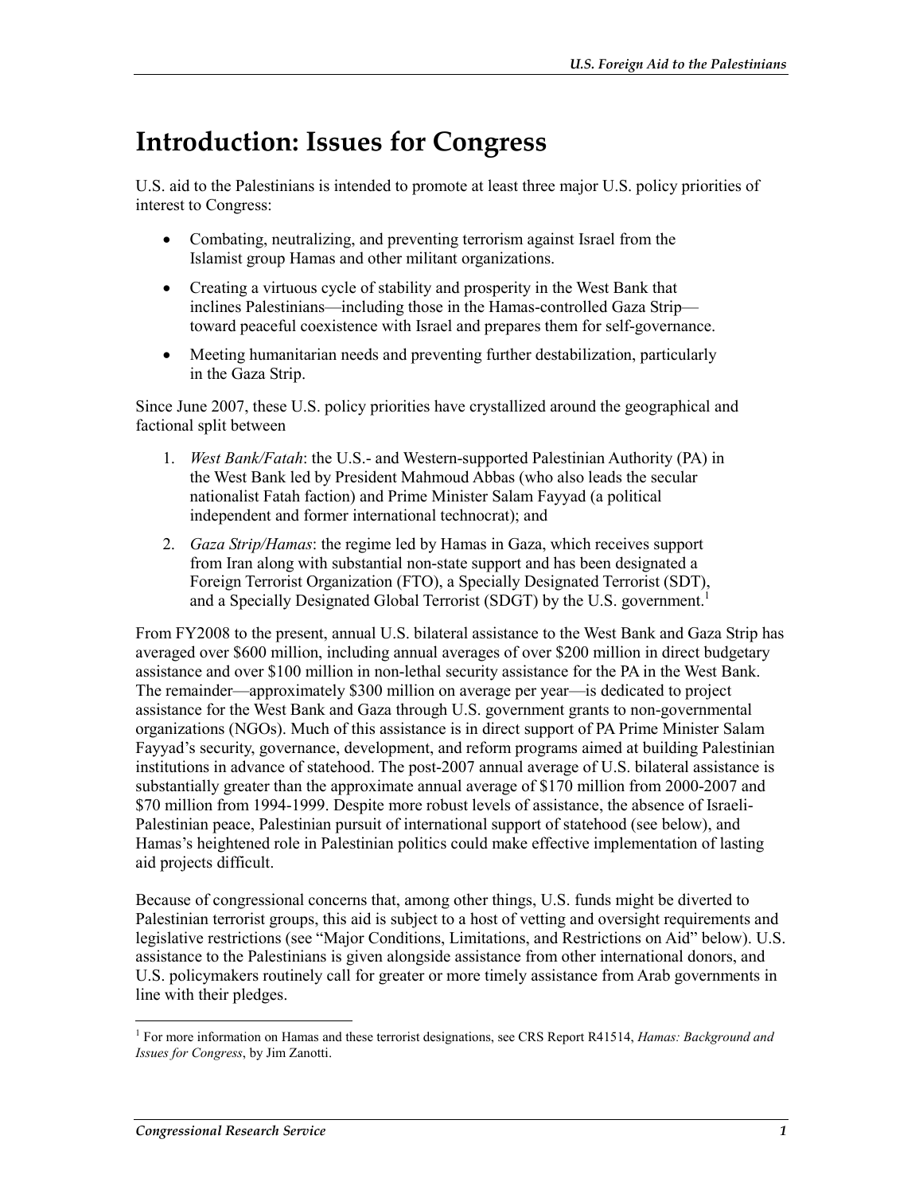# Introduction: Issues for Congress

U.S. aid to the Palestinians is intended to promote at least three major U.S. policy priorities of interest to Congress:

- Combating, neutralizing, and preventing terrorism against Israel from the Islamist group Hamas and other militant organizations.
- Creating a virtuous cycle of stability and prosperity in the West Bank that inclines Palestinians—including those in the Hamas-controlled Gaza Strip—toward peaceful coexistence with Israel and prepares them for self-governance.
- Meeting humanitarian needs and preventing further destabilization, particularly in the Gaza Strip.

Since June 2007, these U.S. policy priorities have crystallized around the geographical and factional split between

1. *West Bank/Fatah*: the U.S.- and Western-supported Palestinian Authority (PA) in the West Bank led by President Mahmoud Abbas (who also leads the secular nationalist Fatah faction) and Prime Minister Salam Fayyad (a political independent and former international technocrat); and
2. *Gaza Strip/Hamas*: the regime led by Hamas in Gaza, which receives support from Iran along with substantial non-state support and has been designated a Foreign Terrorist Organization (FTO), a Specially Designated Terrorist (SDT), and a Specially Designated Global Terrorist (SDGT) by the U.S. government.[1]

From FY2008 to the present, annual U.S. bilateral assistance to the West Bank and Gaza Strip has averaged over $600 million, including annual averages of over $200 million in direct budgetary assistance and over $100 million in non-lethal security assistance for the PA in the West Bank. The remainder—approximately $300 million on average per year—is dedicated to project assistance for the West Bank and Gaza through U.S. government grants to non-governmental organizations (NGOs). Much of this assistance is in direct support of PA Prime Minister Salam Fayyad's security, governance, development, and reform programs aimed at building Palestinian institutions in advance of statehood. The post-2007 annual average of U.S. bilateral assistance is substantially greater than the approximate annual average of $170 million from 2000-2007 and $70 million from 1994-1999. Despite more robust levels of assistance, the absence of Israeli-Palestinian peace, Palestinian pursuit of international support of statehood (see below), and Hamas's heightened role in Palestinian politics could make effective implementation of lasting aid projects difficult.

Because of congressional concerns that, among other things, U.S. funds might be diverted to Palestinian terrorist groups, this aid is subject to a host of vetting and oversight requirements and legislative restrictions (see "Major Conditions, Limitations, and Restrictions on Aid" below). U.S. assistance to the Palestinians is given alongside assistance from other international donors, and U.S. policymakers routinely call for greater or more timely assistance from Arab governments in line with their pledges.

[1] For more information on Hamas and these terrorist designations, see CRS Report R41514, *Hamas: Background and Issues for Congress*, by Jim Zanotti.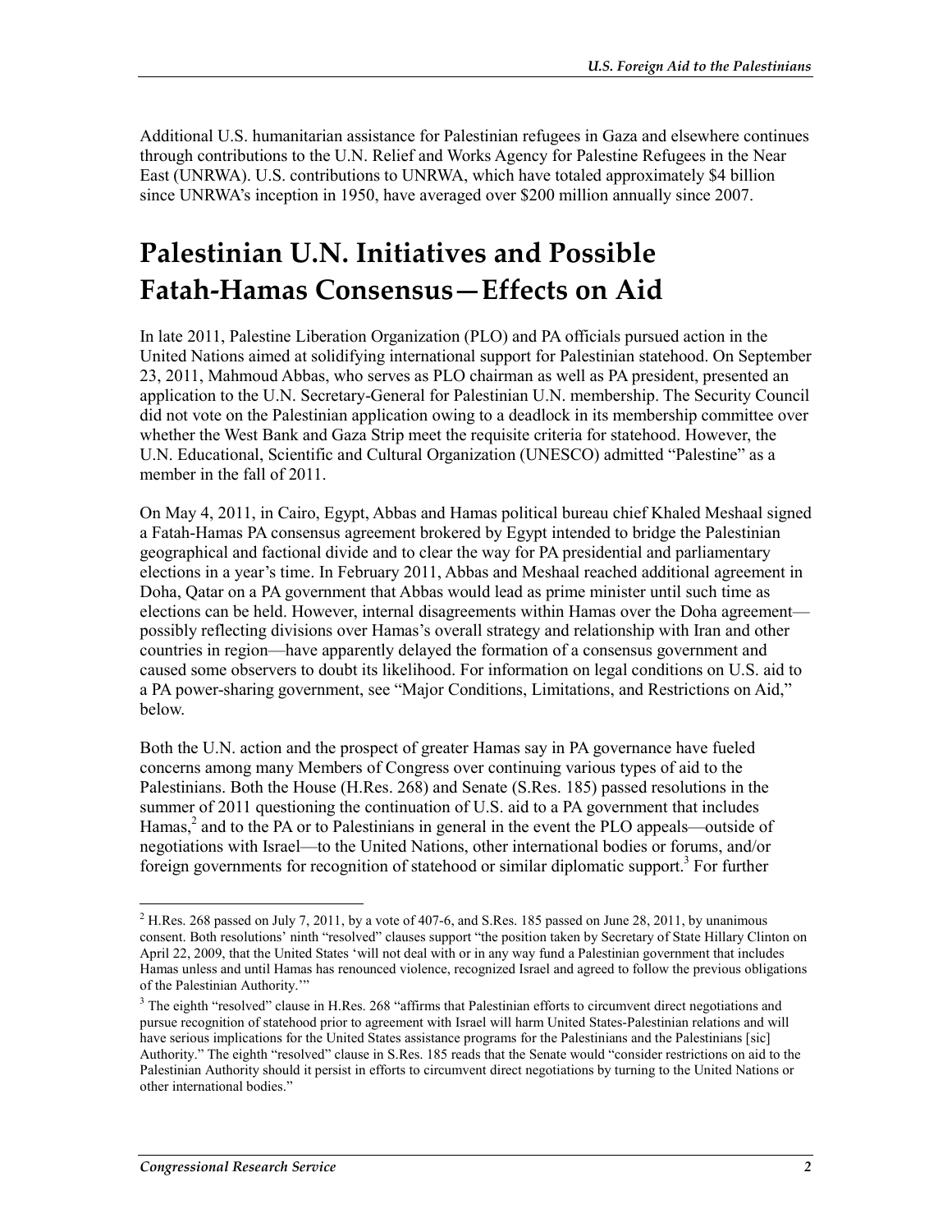Additional U.S. humanitarian assistance for Palestinian refugees in Gaza and elsewhere continues through contributions to the U.N. Relief and Works Agency for Palestine Refugees in the Near East (UNRWA). U.S. contributions to UNRWA, which have totaled approximately $4 billion since UNRWA's inception in 1950, have averaged over $200 million annually since 2007.

# Palestinian U.N. Initiatives and Possible Fatah-Hamas Consensus—Effects on Aid

In late 2011, Palestine Liberation Organization (PLO) and PA officials pursued action in the United Nations aimed at solidifying international support for Palestinian statehood. On September 23, 2011, Mahmoud Abbas, who serves as PLO chairman as well as PA president, presented an application to the U.N. Secretary-General for Palestinian U.N. membership. The Security Council did not vote on the Palestinian application owing to a deadlock in its membership committee over whether the West Bank and Gaza Strip meet the requisite criteria for statehood. However, the U.N. Educational, Scientific and Cultural Organization (UNESCO) admitted "Palestine" as a member in the fall of 2011.

On May 4, 2011, in Cairo, Egypt, Abbas and Hamas political bureau chief Khaled Meshaal signed a Fatah-Hamas PA consensus agreement brokered by Egypt intended to bridge the Palestinian geographical and factional divide and to clear the way for PA presidential and parliamentary elections in a year's time. In February 2011, Abbas and Meshaal reached additional agreement in Doha, Qatar on a PA government that Abbas would lead as prime minister until such time as elections can be held. However, internal disagreements within Hamas over the Doha agreement—possibly reflecting divisions over Hamas's overall strategy and relationship with Iran and other countries in region—have apparently delayed the formation of a consensus government and caused some observers to doubt its likelihood. For information on legal conditions on U.S. aid to a PA power-sharing government, see "Major Conditions, Limitations, and Restrictions on Aid," below.

Both the U.N. action and the prospect of greater Hamas say in PA governance have fueled concerns among many Members of Congress over continuing various types of aid to the Palestinians. Both the House (H.Res. 268) and Senate (S.Res. 185) passed resolutions in the summer of 2011 questioning the continuation of U.S. aid to a PA government that includes Hamas,[2] and to the PA or to Palestinians in general in the event the PLO appeals—outside of negotiations with Israel—to the United Nations, other international bodies or forums, and/or foreign governments for recognition of statehood or similar diplomatic support.[3] For further

---

[2] H.Res. 268 passed on July 7, 2011, by a vote of 407-6, and S.Res. 185 passed on June 28, 2011, by unanimous consent. Both resolutions' ninth "resolved" clauses support "the position taken by Secretary of State Hillary Clinton on April 22, 2009, that the United States 'will not deal with or in any way fund a Palestinian government that includes Hamas unless and until Hamas has renounced violence, recognized Israel and agreed to follow the previous obligations of the Palestinian Authority.'"

[3] The eighth "resolved" clause in H.Res. 268 "affirms that Palestinian efforts to circumvent direct negotiations and pursue recognition of statehood prior to agreement with Israel will harm United States-Palestinian relations and will have serious implications for the United States assistance programs for the Palestinians and the Palestinians [sic] Authority." The eighth "resolved" clause in S.Res. 185 reads that the Senate would "consider restrictions on aid to the Palestinian Authority should it persist in efforts to circumvent direct negotiations by turning to the United Nations or other international bodies."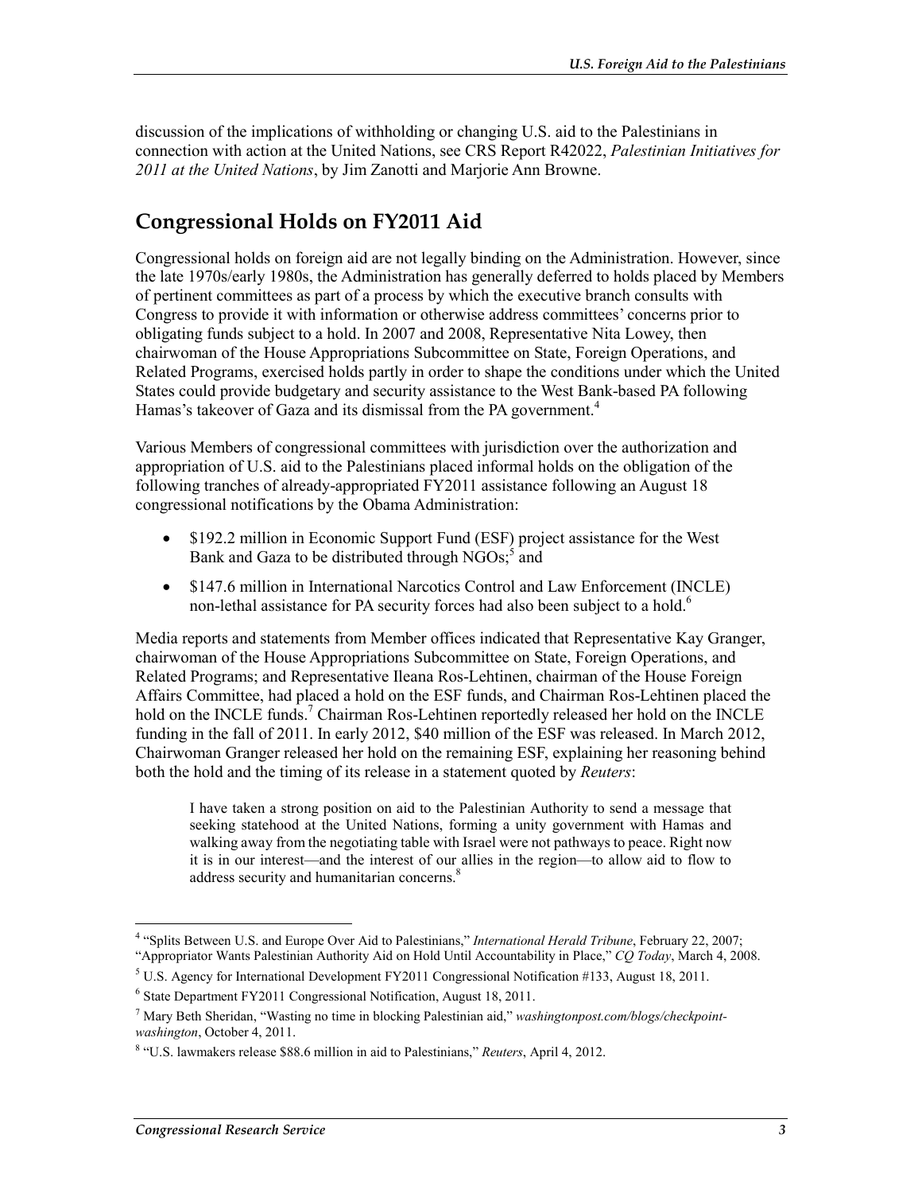discussion of the implications of withholding or changing U.S. aid to the Palestinians in connection with action at the United Nations, see CRS Report R42022, *Palestinian Initiatives for 2011 at the United Nations*, by Jim Zanotti and Marjorie Ann Browne.

## Congressional Holds on FY2011 Aid

Congressional holds on foreign aid are not legally binding on the Administration. However, since the late 1970s/early 1980s, the Administration has generally deferred to holds placed by Members of pertinent committees as part of a process by which the executive branch consults with Congress to provide it with information or otherwise address committees' concerns prior to obligating funds subject to a hold. In 2007 and 2008, Representative Nita Lowey, then chairwoman of the House Appropriations Subcommittee on State, Foreign Operations, and Related Programs, exercised holds partly in order to shape the conditions under which the United States could provide budgetary and security assistance to the West Bank-based PA following Hamas's takeover of Gaza and its dismissal from the PA government.[4]

Various Members of congressional committees with jurisdiction over the authorization and appropriation of U.S. aid to the Palestinians placed informal holds on the obligation of the following tranches of already-appropriated FY2011 assistance following an August 18 congressional notifications by the Obama Administration:

- $192.2 million in Economic Support Fund (ESF) project assistance for the West Bank and Gaza to be distributed through NGOs;[5] and
- $147.6 million in International Narcotics Control and Law Enforcement (INCLE) non-lethal assistance for PA security forces had also been subject to a hold.[6]

Media reports and statements from Member offices indicated that Representative Kay Granger, chairwoman of the House Appropriations Subcommittee on State, Foreign Operations, and Related Programs; and Representative Ileana Ros-Lehtinen, chairman of the House Foreign Affairs Committee, had placed a hold on the ESF funds, and Chairman Ros-Lehtinen placed the hold on the INCLE funds.[7] Chairman Ros-Lehtinen reportedly released her hold on the INCLE funding in the fall of 2011. In early 2012, $40 million of the ESF was released. In March 2012, Chairwoman Granger released her hold on the remaining ESF, explaining her reasoning behind both the hold and the timing of its release in a statement quoted by *Reuters*:

> I have taken a strong position on aid to the Palestinian Authority to send a message that seeking statehood at the United Nations, forming a unity government with Hamas and walking away from the negotiating table with Israel were not pathways to peace. Right now it is in our interest—and the interest of our allies in the region—to allow aid to flow to address security and humanitarian concerns.[8]

---

[4] "Splits Between U.S. and Europe Over Aid to Palestinians," *International Herald Tribune*, February 22, 2007; "Appropriator Wants Palestinian Authority Aid on Hold Until Accountability in Place," *CQ Today*, March 4, 2008.

[5] U.S. Agency for International Development FY2011 Congressional Notification #133, August 18, 2011.

[6] State Department FY2011 Congressional Notification, August 18, 2011.

[7] Mary Beth Sheridan, "Wasting no time in blocking Palestinian aid," *washingtonpost.com/blogs/checkpoint-washington*, October 4, 2011.

[8] "U.S. lawmakers release $88.6 million in aid to Palestinians," *Reuters*, April 4, 2012.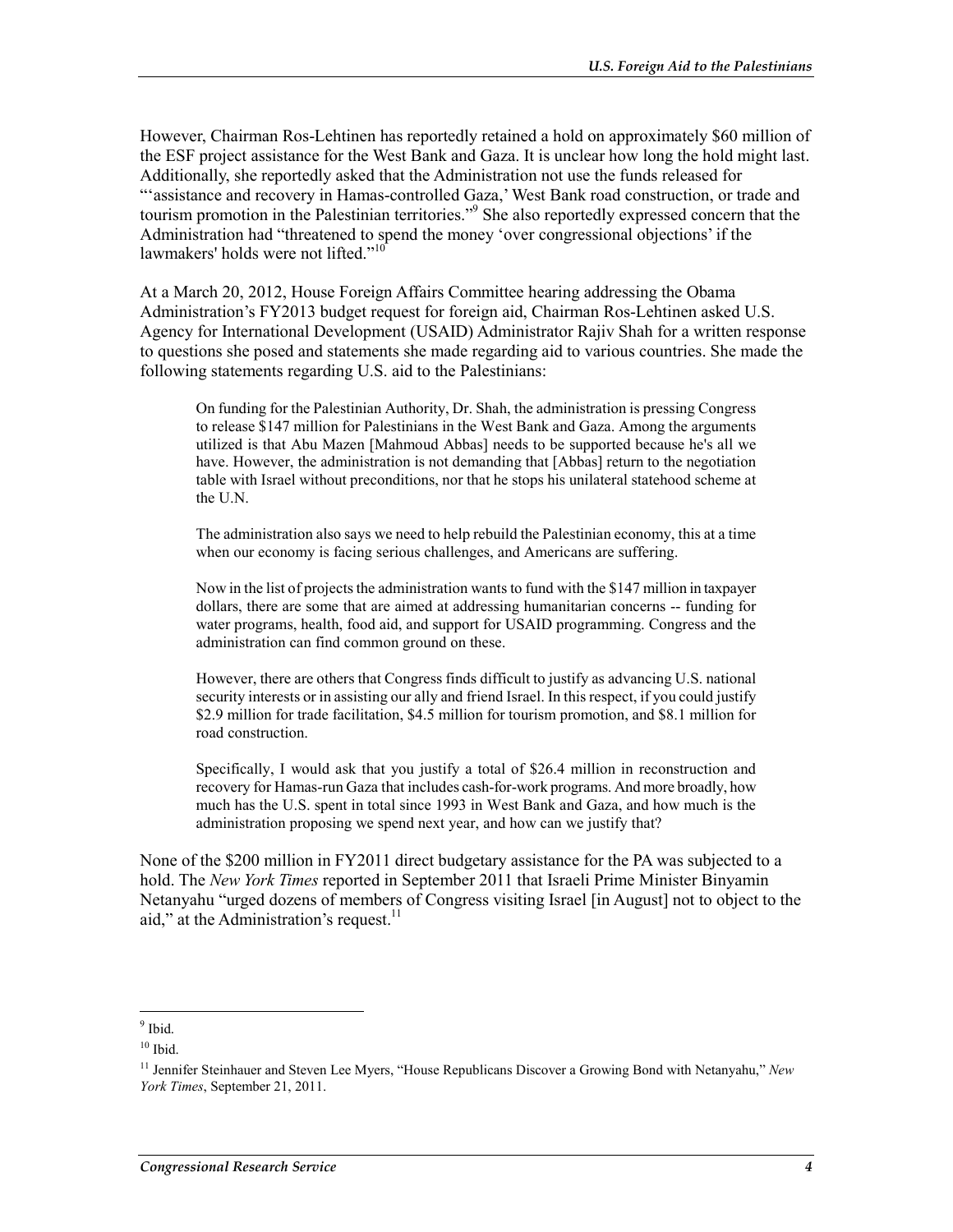However, Chairman Ros-Lehtinen has reportedly retained a hold on approximately $60 million of the ESF project assistance for the West Bank and Gaza. It is unclear how long the hold might last. Additionally, she reportedly asked that the Administration not use the funds released for "'assistance and recovery in Hamas-controlled Gaza,' West Bank road construction, or trade and tourism promotion in the Palestinian territories."[9] She also reportedly expressed concern that the Administration had "threatened to spend the money 'over congressional objections' if the lawmakers' holds were not lifted."[10]

At a March 20, 2012, House Foreign Affairs Committee hearing addressing the Obama Administration's FY2013 budget request for foreign aid, Chairman Ros-Lehtinen asked U.S. Agency for International Development (USAID) Administrator Rajiv Shah for a written response to questions she posed and statements she made regarding aid to various countries. She made the following statements regarding U.S. aid to the Palestinians:

> On funding for the Palestinian Authority, Dr. Shah, the administration is pressing Congress to release $147 million for Palestinians in the West Bank and Gaza. Among the arguments utilized is that Abu Mazen [Mahmoud Abbas] needs to be supported because he's all we have. However, the administration is not demanding that [Abbas] return to the negotiation table with Israel without preconditions, nor that he stops his unilateral statehood scheme at the U.N.
>
> The administration also says we need to help rebuild the Palestinian economy, this at a time when our economy is facing serious challenges, and Americans are suffering.
>
> Now in the list of projects the administration wants to fund with the $147 million in taxpayer dollars, there are some that are aimed at addressing humanitarian concerns -- funding for water programs, health, food aid, and support for USAID programming. Congress and the administration can find common ground on these.
>
> However, there are others that Congress finds difficult to justify as advancing U.S. national security interests or in assisting our ally and friend Israel. In this respect, if you could justify $2.9 million for trade facilitation, $4.5 million for tourism promotion, and $8.1 million for road construction.
>
> Specifically, I would ask that you justify a total of $26.4 million in reconstruction and recovery for Hamas-run Gaza that includes cash-for-work programs. And more broadly, how much has the U.S. spent in total since 1993 in West Bank and Gaza, and how much is the administration proposing we spend next year, and how can we justify that?

None of the $200 million in FY2011 direct budgetary assistance for the PA was subjected to a hold. The *New York Times* reported in September 2011 that Israeli Prime Minister Binyamin Netanyahu "urged dozens of members of Congress visiting Israel [in August] not to object to the aid," at the Administration's request.[11]

---

[9] Ibid.

[10] Ibid.

[11] Jennifer Steinhauer and Steven Lee Myers, "House Republicans Discover a Growing Bond with Netanyahu," *New York Times*, September 21, 2011.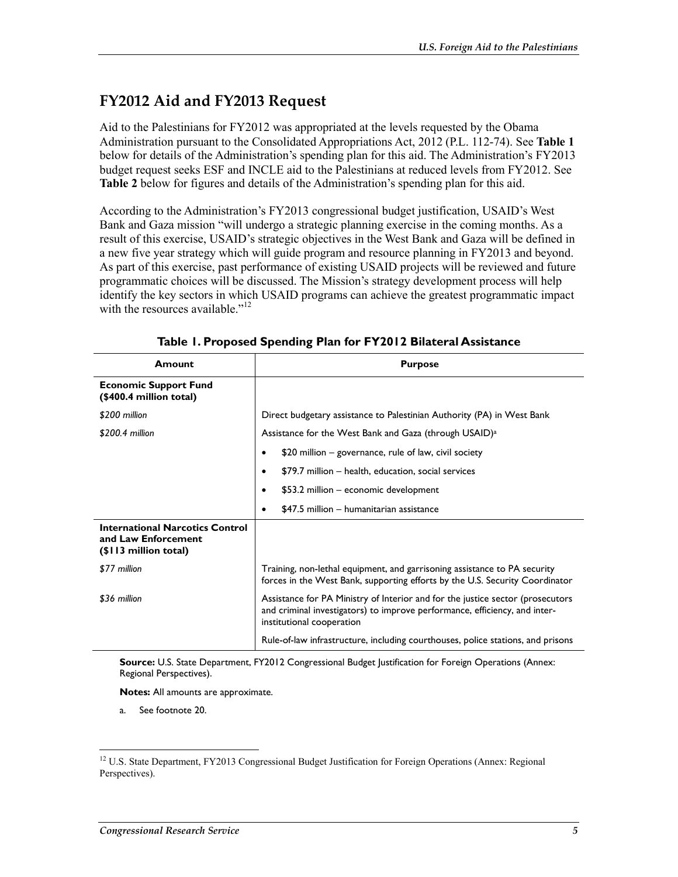## FY2012 Aid and FY2013 Request

Aid to the Palestinians for FY2012 was appropriated at the levels requested by the Obama Administration pursuant to the Consolidated Appropriations Act, 2012 (P.L. 112-74). See **Table 1** below for details of the Administration's spending plan for this aid. The Administration's FY2013 budget request seeks ESF and INCLE aid to the Palestinians at reduced levels from FY2012. See **Table 2** below for figures and details of the Administration's spending plan for this aid.

According to the Administration's FY2013 congressional budget justification, USAID's West Bank and Gaza mission "will undergo a strategic planning exercise in the coming months. As a result of this exercise, USAID's strategic objectives in the West Bank and Gaza will be defined in a new five year strategy which will guide program and resource planning in FY2013 and beyond. As part of this exercise, past performance of existing USAID projects will be reviewed and future programmatic choices will be discussed. The Mission's strategy development process will help identify the key sectors in which USAID programs can achieve the greatest programmatic impact with the resources available."[12]

**Table 1. Proposed Spending Plan for FY2012 Bilateral Assistance**

| Amount | Purpose |
|---|---|
| **Economic Support Fund ($400.4 million total)** | |
| *$200 million* | Direct budgetary assistance to Palestinian Authority (PA) in West Bank |
| *$200.4 million* | Assistance for the West Bank and Gaza (through USAID)[a] |
| | • $20 million – governance, rule of law, civil society |
| | • $79.7 million – health, education, social services |
| | • $53.2 million – economic development |
| | • $47.5 million – humanitarian assistance |
| **International Narcotics Control and Law Enforcement ($113 million total)** | |
| *$77 million* | Training, non-lethal equipment, and garrisoning assistance to PA security forces in the West Bank, supporting efforts by the U.S. Security Coordinator |
| *$36 million* | Assistance for PA Ministry of Interior and for the justice sector (prosecutors and criminal investigators) to improve performance, efficiency, and inter-institutional cooperation |
| | Rule-of-law infrastructure, including courthouses, police stations, and prisons |

**Source:** U.S. State Department, FY2012 Congressional Budget Justification for Foreign Operations (Annex: Regional Perspectives).

**Notes:** All amounts are approximate.

a. See footnote 20.

[12] U.S. State Department, FY2013 Congressional Budget Justification for Foreign Operations (Annex: Regional Perspectives).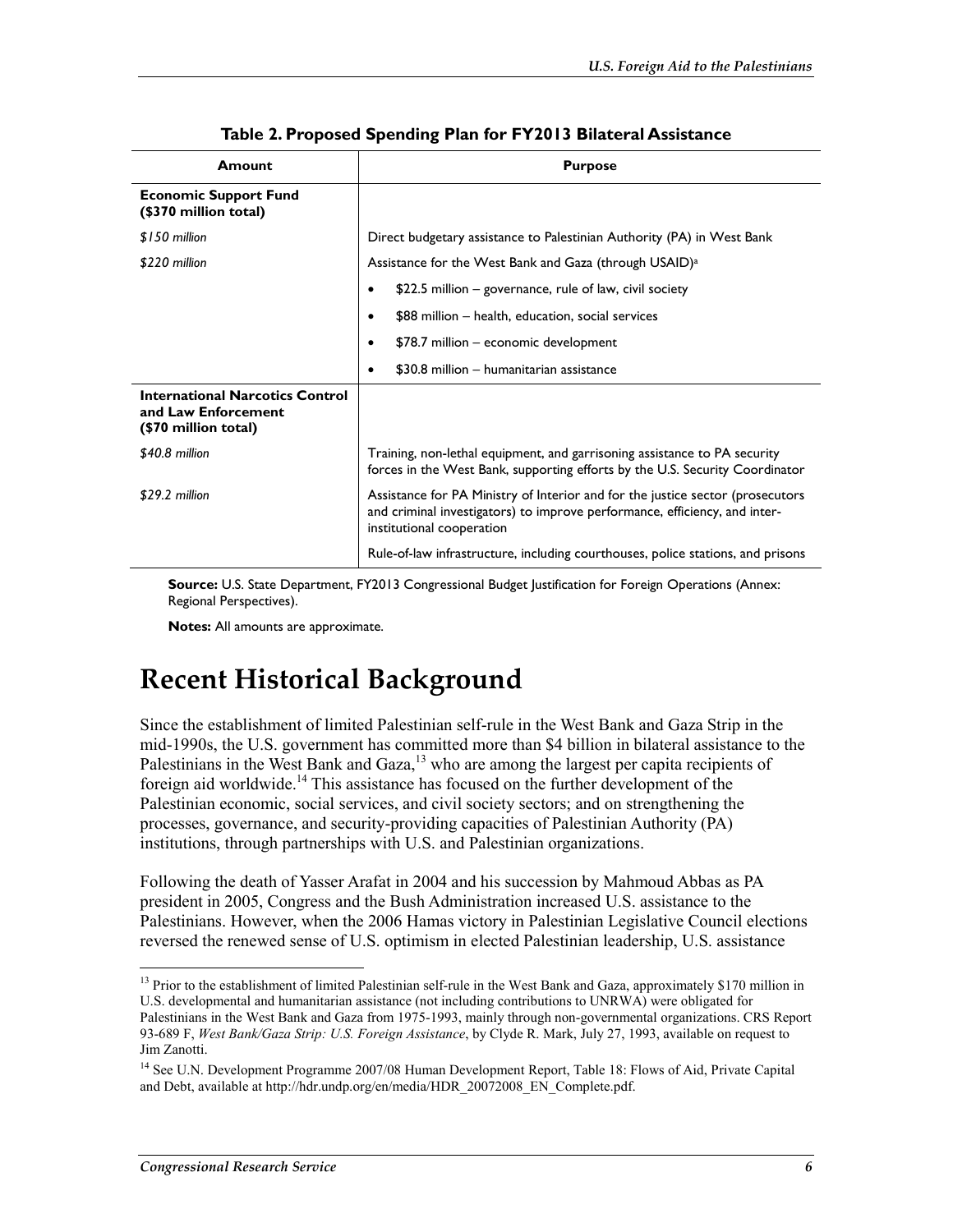**Table 2. Proposed Spending Plan for FY2013 Bilateral Assistance**

| Amount | Purpose |
| --- | --- |
| **Economic Support Fund ($370 million total)** | |
| *$150 million* | Direct budgetary assistance to Palestinian Authority (PA) in West Bank |
| *$220 million* | Assistance for the West Bank and Gaza (through USAID)[a]<br>• $22.5 million – governance, rule of law, civil society<br>• $88 million – health, education, social services<br>• $78.7 million – economic development<br>• $30.8 million – humanitarian assistance |
| **International Narcotics Control and Law Enforcement ($70 million total)** | |
| *$40.8 million* | Training, non-lethal equipment, and garrisoning assistance to PA security forces in the West Bank, supporting efforts by the U.S. Security Coordinator |
| *$29.2 million* | Assistance for PA Ministry of Interior and for the justice sector (prosecutors and criminal investigators) to improve performance, efficiency, and inter-institutional cooperation<br>Rule-of-law infrastructure, including courthouses, police stations, and prisons |

**Source:** U.S. State Department, FY2013 Congressional Budget Justification for Foreign Operations (Annex: Regional Perspectives).

**Notes:** All amounts are approximate.

# Recent Historical Background

Since the establishment of limited Palestinian self-rule in the West Bank and Gaza Strip in the mid-1990s, the U.S. government has committed more than $4 billion in bilateral assistance to the Palestinians in the West Bank and Gaza,[13] who are among the largest per capita recipients of foreign aid worldwide.[14] This assistance has focused on the further development of the Palestinian economic, social services, and civil society sectors; and on strengthening the processes, governance, and security-providing capacities of Palestinian Authority (PA) institutions, through partnerships with U.S. and Palestinian organizations.

Following the death of Yasser Arafat in 2004 and his succession by Mahmoud Abbas as PA president in 2005, Congress and the Bush Administration increased U.S. assistance to the Palestinians. However, when the 2006 Hamas victory in Palestinian Legislative Council elections reversed the renewed sense of U.S. optimism in elected Palestinian leadership, U.S. assistance

---

[13] Prior to the establishment of limited Palestinian self-rule in the West Bank and Gaza, approximately $170 million in U.S. developmental and humanitarian assistance (not including contributions to UNRWA) were obligated for Palestinians in the West Bank and Gaza from 1975-1993, mainly through non-governmental organizations. CRS Report 93-689 F, *West Bank/Gaza Strip: U.S. Foreign Assistance*, by Clyde R. Mark, July 27, 1993, available on request to Jim Zanotti.

[14] See U.N. Development Programme 2007/08 Human Development Report, Table 18: Flows of Aid, Private Capital and Debt, available at http://hdr.undp.org/en/media/HDR_20072008_EN_Complete.pdf.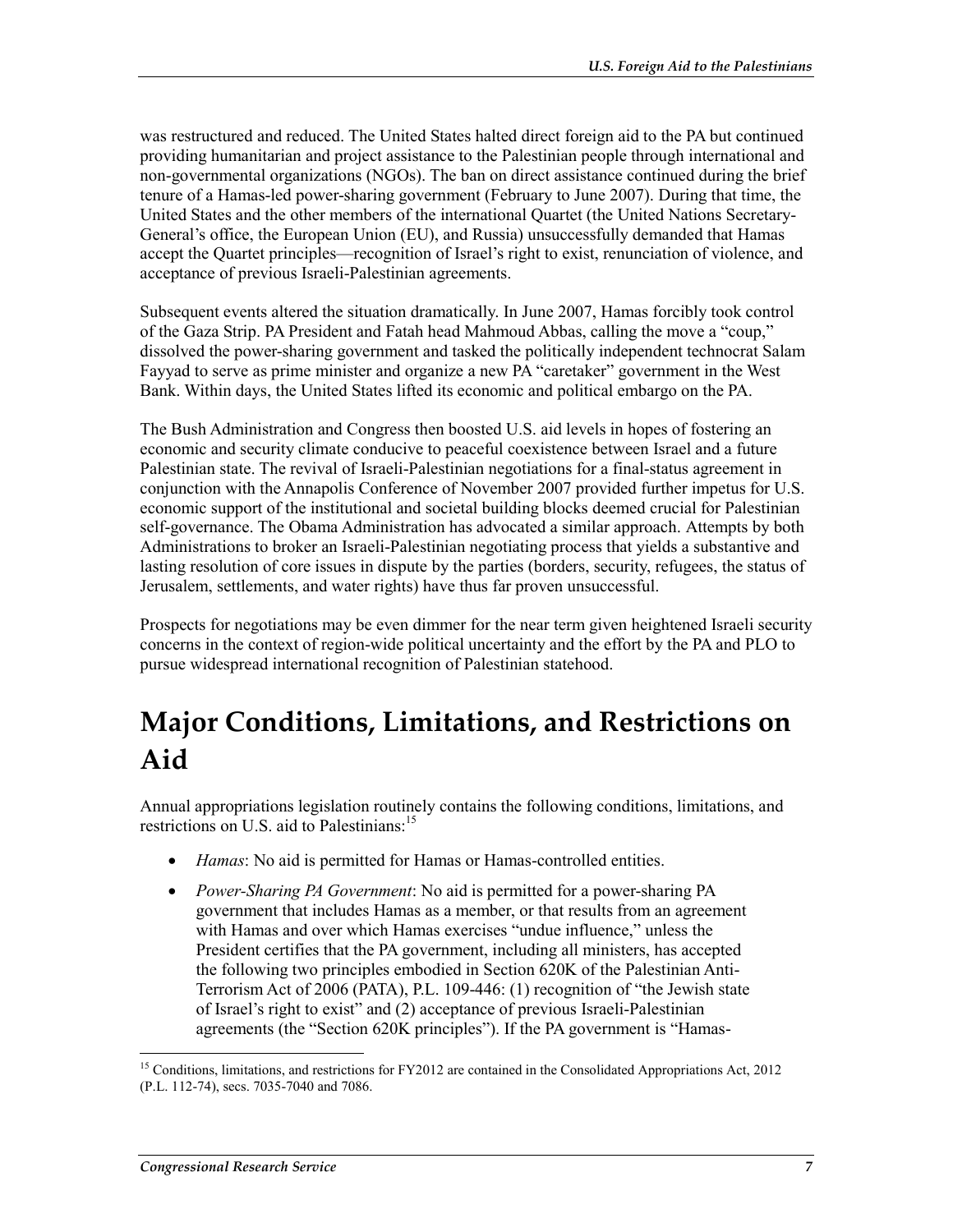was restructured and reduced. The United States halted direct foreign aid to the PA but continued providing humanitarian and project assistance to the Palestinian people through international and non-governmental organizations (NGOs). The ban on direct assistance continued during the brief tenure of a Hamas-led power-sharing government (February to June 2007). During that time, the United States and the other members of the international Quartet (the United Nations Secretary-General's office, the European Union (EU), and Russia) unsuccessfully demanded that Hamas accept the Quartet principles—recognition of Israel's right to exist, renunciation of violence, and acceptance of previous Israeli-Palestinian agreements.

Subsequent events altered the situation dramatically. In June 2007, Hamas forcibly took control of the Gaza Strip. PA President and Fatah head Mahmoud Abbas, calling the move a "coup," dissolved the power-sharing government and tasked the politically independent technocrat Salam Fayyad to serve as prime minister and organize a new PA "caretaker" government in the West Bank. Within days, the United States lifted its economic and political embargo on the PA.

The Bush Administration and Congress then boosted U.S. aid levels in hopes of fostering an economic and security climate conducive to peaceful coexistence between Israel and a future Palestinian state. The revival of Israeli-Palestinian negotiations for a final-status agreement in conjunction with the Annapolis Conference of November 2007 provided further impetus for U.S. economic support of the institutional and societal building blocks deemed crucial for Palestinian self-governance. The Obama Administration has advocated a similar approach. Attempts by both Administrations to broker an Israeli-Palestinian negotiating process that yields a substantive and lasting resolution of core issues in dispute by the parties (borders, security, refugees, the status of Jerusalem, settlements, and water rights) have thus far proven unsuccessful.

Prospects for negotiations may be even dimmer for the near term given heightened Israeli security concerns in the context of region-wide political uncertainty and the effort by the PA and PLO to pursue widespread international recognition of Palestinian statehood.

# Major Conditions, Limitations, and Restrictions on Aid

Annual appropriations legislation routinely contains the following conditions, limitations, and restrictions on U.S. aid to Palestinians:[15]

- *Hamas*: No aid is permitted for Hamas or Hamas-controlled entities.
- *Power-Sharing PA Government*: No aid is permitted for a power-sharing PA government that includes Hamas as a member, or that results from an agreement with Hamas and over which Hamas exercises "undue influence," unless the President certifies that the PA government, including all ministers, has accepted the following two principles embodied in Section 620K of the Palestinian Anti-Terrorism Act of 2006 (PATA), P.L. 109-446: (1) recognition of "the Jewish state of Israel's right to exist" and (2) acceptance of previous Israeli-Palestinian agreements (the "Section 620K principles"). If the PA government is "Hamas-

[15] Conditions, limitations, and restrictions for FY2012 are contained in the Consolidated Appropriations Act, 2012 (P.L. 112-74), secs. 7035-7040 and 7086.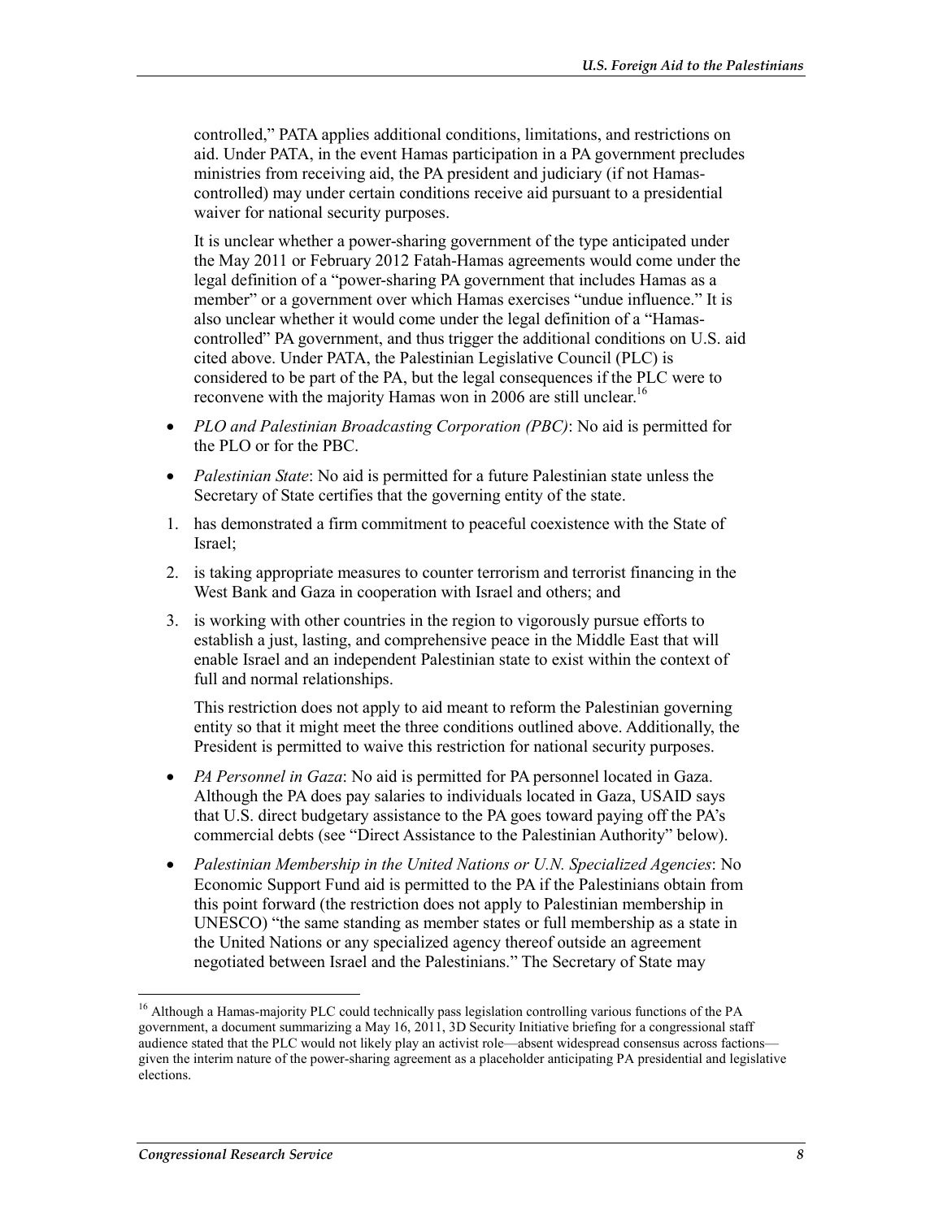controlled," PATA applies additional conditions, limitations, and restrictions on aid. Under PATA, in the event Hamas participation in a PA government precludes ministries from receiving aid, the PA president and judiciary (if not Hamas-controlled) may under certain conditions receive aid pursuant to a presidential waiver for national security purposes.

It is unclear whether a power-sharing government of the type anticipated under the May 2011 or February 2012 Fatah-Hamas agreements would come under the legal definition of a "power-sharing PA government that includes Hamas as a member" or a government over which Hamas exercises "undue influence." It is also unclear whether it would come under the legal definition of a "Hamas-controlled" PA government, and thus trigger the additional conditions on U.S. aid cited above. Under PATA, the Palestinian Legislative Council (PLC) is considered to be part of the PA, but the legal consequences if the PLC were to reconvene with the majority Hamas won in 2006 are still unclear.[16]

- *PLO and Palestinian Broadcasting Corporation (PBC)*: No aid is permitted for the PLO or for the PBC.
- *Palestinian State*: No aid is permitted for a future Palestinian state unless the Secretary of State certifies that the governing entity of the state.

1. has demonstrated a firm commitment to peaceful coexistence with the State of Israel;
2. is taking appropriate measures to counter terrorism and terrorist financing in the West Bank and Gaza in cooperation with Israel and others; and
3. is working with other countries in the region to vigorously pursue efforts to establish a just, lasting, and comprehensive peace in the Middle East that will enable Israel and an independent Palestinian state to exist within the context of full and normal relationships.

This restriction does not apply to aid meant to reform the Palestinian governing entity so that it might meet the three conditions outlined above. Additionally, the President is permitted to waive this restriction for national security purposes.

- *PA Personnel in Gaza*: No aid is permitted for PA personnel located in Gaza. Although the PA does pay salaries to individuals located in Gaza, USAID says that U.S. direct budgetary assistance to the PA goes toward paying off the PA's commercial debts (see "Direct Assistance to the Palestinian Authority" below).
- *Palestinian Membership in the United Nations or U.N. Specialized Agencies*: No Economic Support Fund aid is permitted to the PA if the Palestinians obtain from this point forward (the restriction does not apply to Palestinian membership in UNESCO) "the same standing as member states or full membership as a state in the United Nations or any specialized agency thereof outside an agreement negotiated between Israel and the Palestinians." The Secretary of State may

---

[16] Although a Hamas-majority PLC could technically pass legislation controlling various functions of the PA government, a document summarizing a May 16, 2011, 3D Security Initiative briefing for a congressional staff audience stated that the PLC would not likely play an activist role—absent widespread consensus across factions—given the interim nature of the power-sharing agreement as a placeholder anticipating PA presidential and legislative elections.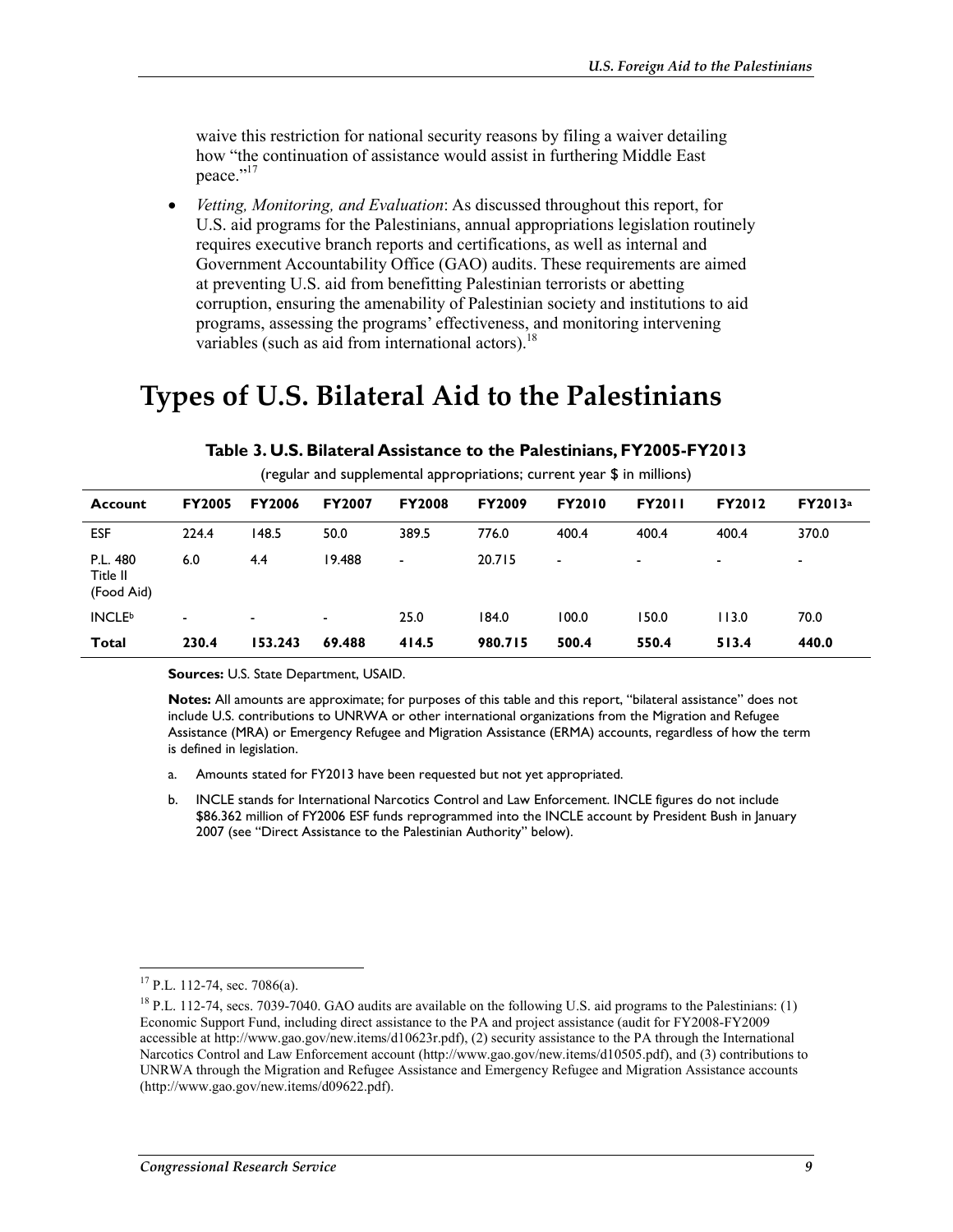waive this restriction for national security reasons by filing a waiver detailing how "the continuation of assistance would assist in furthering Middle East peace."[17]

- *Vetting, Monitoring, and Evaluation*: As discussed throughout this report, for U.S. aid programs for the Palestinians, annual appropriations legislation routinely requires executive branch reports and certifications, as well as internal and Government Accountability Office (GAO) audits. These requirements are aimed at preventing U.S. aid from benefitting Palestinian terrorists or abetting corruption, ensuring the amenability of Palestinian society and institutions to aid programs, assessing the programs' effectiveness, and monitoring intervening variables (such as aid from international actors).[18]

# Types of U.S. Bilateral Aid to the Palestinians

**Table 3. U.S. Bilateral Assistance to the Palestinians, FY2005-FY2013**

(regular and supplemental appropriations; current year $ in millions)

| Account | FY2005 | FY2006 | FY2007 | FY2008 | FY2009 | FY2010 | FY2011 | FY2012 | FY2013[a] |
|---|---|---|---|---|---|---|---|---|---|
| ESF | 224.4 | 148.5 | 50.0 | 389.5 | 776.0 | 400.4 | 400.4 | 400.4 | 370.0 |
| P.L. 480 Title II (Food Aid) | 6.0 | 4.4 | 19.488 | - | 20.715 | - | - | - | - |
| INCLE[b] | - | - | - | 25.0 | 184.0 | 100.0 | 150.0 | 113.0 | 70.0 |
| **Total** | **230.4** | **153.243** | **69.488** | **414.5** | **980.715** | **500.4** | **550.4** | **513.4** | **440.0** |

**Sources:** U.S. State Department, USAID.

**Notes:** All amounts are approximate; for purposes of this table and this report, "bilateral assistance" does not include U.S. contributions to UNRWA or other international organizations from the Migration and Refugee Assistance (MRA) or Emergency Refugee and Migration Assistance (ERMA) accounts, regardless of how the term is defined in legislation.

a. Amounts stated for FY2013 have been requested but not yet appropriated.

b. INCLE stands for International Narcotics Control and Law Enforcement. INCLE figures do not include $86.362 million of FY2006 ESF funds reprogrammed into the INCLE account by President Bush in January 2007 (see "Direct Assistance to the Palestinian Authority" below).

---

[17] P.L. 112-74, sec. 7086(a).

[18] P.L. 112-74, secs. 7039-7040. GAO audits are available on the following U.S. aid programs to the Palestinians: (1) Economic Support Fund, including direct assistance to the PA and project assistance (audit for FY2008-FY2009 accessible at http://www.gao.gov/new.items/d10623r.pdf), (2) security assistance to the PA through the International Narcotics Control and Law Enforcement account (http://www.gao.gov/new.items/d10505.pdf), and (3) contributions to UNRWA through the Migration and Refugee Assistance and Emergency Refugee and Migration Assistance accounts (http://www.gao.gov/new.items/d09622.pdf).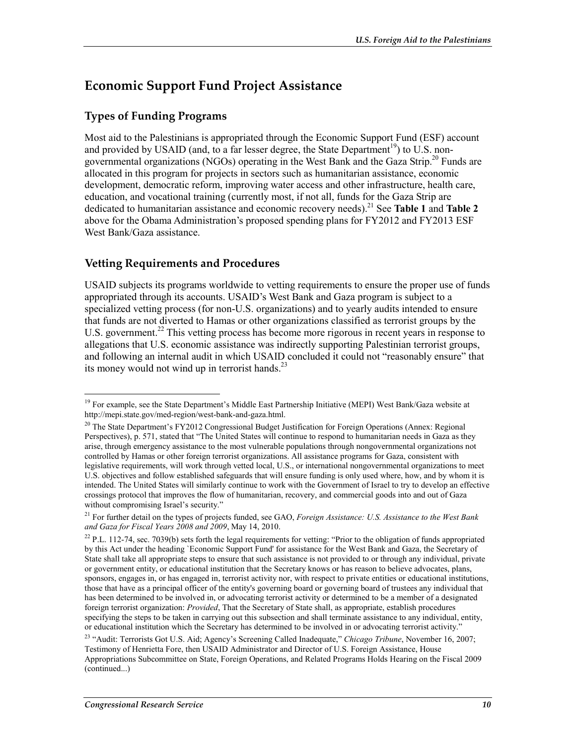## Economic Support Fund Project Assistance

### Types of Funding Programs

Most aid to the Palestinians is appropriated through the Economic Support Fund (ESF) account and provided by USAID (and, to a far lesser degree, the State Department[19]) to U.S. non-governmental organizations (NGOs) operating in the West Bank and the Gaza Strip.[20] Funds are allocated in this program for projects in sectors such as humanitarian assistance, economic development, democratic reform, improving water access and other infrastructure, health care, education, and vocational training (currently most, if not all, funds for the Gaza Strip are dedicated to humanitarian assistance and economic recovery needs).[21] See **Table 1** and **Table 2** above for the Obama Administration's proposed spending plans for FY2012 and FY2013 ESF West Bank/Gaza assistance.

### Vetting Requirements and Procedures

USAID subjects its programs worldwide to vetting requirements to ensure the proper use of funds appropriated through its accounts. USAID's West Bank and Gaza program is subject to a specialized vetting process (for non-U.S. organizations) and to yearly audits intended to ensure that funds are not diverted to Hamas or other organizations classified as terrorist groups by the U.S. government.[22] This vetting process has become more rigorous in recent years in response to allegations that U.S. economic assistance was indirectly supporting Palestinian terrorist groups, and following an internal audit in which USAID concluded it could not "reasonably ensure" that its money would not wind up in terrorist hands.[23]

---

[19] For example, see the State Department's Middle East Partnership Initiative (MEPI) West Bank/Gaza website at http://mepi.state.gov/med-region/west-bank-and-gaza.html.

[20] The State Department's FY2012 Congressional Budget Justification for Foreign Operations (Annex: Regional Perspectives), p. 571, stated that "The United States will continue to respond to humanitarian needs in Gaza as they arise, through emergency assistance to the most vulnerable populations through nongovernmental organizations not controlled by Hamas or other foreign terrorist organizations. All assistance programs for Gaza, consistent with legislative requirements, will work through vetted local, U.S., or international nongovernmental organizations to meet U.S. objectives and follow established safeguards that will ensure funding is only used where, how, and by whom it is intended. The United States will similarly continue to work with the Government of Israel to try to develop an effective crossings protocol that improves the flow of humanitarian, recovery, and commercial goods into and out of Gaza without compromising Israel's security."

[21] For further detail on the types of projects funded, see GAO, *Foreign Assistance: U.S. Assistance to the West Bank and Gaza for Fiscal Years 2008 and 2009*, May 14, 2010.

[22] P.L. 112-74, sec. 7039(b) sets forth the legal requirements for vetting: "Prior to the obligation of funds appropriated by this Act under the heading `Economic Support Fund' for assistance for the West Bank and Gaza, the Secretary of State shall take all appropriate steps to ensure that such assistance is not provided to or through any individual, private or government entity, or educational institution that the Secretary knows or has reason to believe advocates, plans, sponsors, engages in, or has engaged in, terrorist activity nor, with respect to private entities or educational institutions, those that have as a principal officer of the entity's governing board or governing board of trustees any individual that has been determined to be involved in, or advocating terrorist activity or determined to be a member of a designated foreign terrorist organization: *Provided*, That the Secretary of State shall, as appropriate, establish procedures specifying the steps to be taken in carrying out this subsection and shall terminate assistance to any individual, entity, or educational institution which the Secretary has determined to be involved in or advocating terrorist activity."

[23] "Audit: Terrorists Got U.S. Aid; Agency's Screening Called Inadequate," *Chicago Tribune*, November 16, 2007; Testimony of Henrietta Fore, then USAID Administrator and Director of U.S. Foreign Assistance, House Appropriations Subcommittee on State, Foreign Operations, and Related Programs Holds Hearing on the Fiscal 2009 (continued...)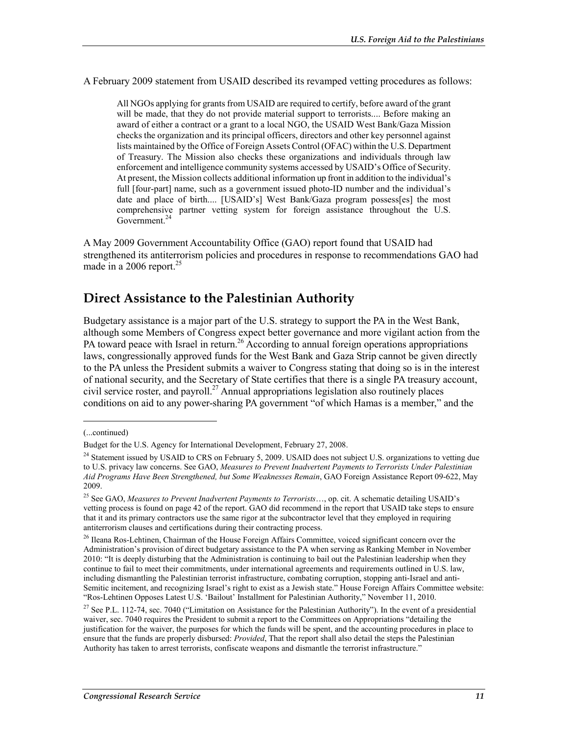A February 2009 statement from USAID described its revamped vetting procedures as follows:

> All NGOs applying for grants from USAID are required to certify, before award of the grant will be made, that they do not provide material support to terrorists.... Before making an award of either a contract or a grant to a local NGO, the USAID West Bank/Gaza Mission checks the organization and its principal officers, directors and other key personnel against lists maintained by the Office of Foreign Assets Control (OFAC) within the U.S. Department of Treasury. The Mission also checks these organizations and individuals through law enforcement and intelligence community systems accessed by USAID's Office of Security. At present, the Mission collects additional information up front in addition to the individual's full [four-part] name, such as a government issued photo-ID number and the individual's date and place of birth.... [USAID's] West Bank/Gaza program possess[es] the most comprehensive partner vetting system for foreign assistance throughout the U.S. Government.[24]

A May 2009 Government Accountability Office (GAO) report found that USAID had strengthened its antiterrorism policies and procedures in response to recommendations GAO had made in a 2006 report.[25]

## Direct Assistance to the Palestinian Authority

Budgetary assistance is a major part of the U.S. strategy to support the PA in the West Bank, although some Members of Congress expect better governance and more vigilant action from the PA toward peace with Israel in return.[26] According to annual foreign operations appropriations laws, congressionally approved funds for the West Bank and Gaza Strip cannot be given directly to the PA unless the President submits a waiver to Congress stating that doing so is in the interest of national security, and the Secretary of State certifies that there is a single PA treasury account, civil service roster, and payroll.[27] Annual appropriations legislation also routinely places conditions on aid to any power-sharing PA government "of which Hamas is a member," and the

---

(...continued)

Budget for the U.S. Agency for International Development, February 27, 2008.

[24] Statement issued by USAID to CRS on February 5, 2009. USAID does not subject U.S. organizations to vetting due to U.S. privacy law concerns. See GAO, *Measures to Prevent Inadvertent Payments to Terrorists Under Palestinian Aid Programs Have Been Strengthened, but Some Weaknesses Remain*, GAO Foreign Assistance Report 09-622, May 2009.

[25] See GAO, *Measures to Prevent Inadvertent Payments to Terrorists*…, op. cit. A schematic detailing USAID's vetting process is found on page 42 of the report. GAO did recommend in the report that USAID take steps to ensure that it and its primary contractors use the same rigor at the subcontractor level that they employed in requiring antiterrorism clauses and certifications during their contracting process.

[26] Ileana Ros-Lehtinen, Chairman of the House Foreign Affairs Committee, voiced significant concern over the Administration's provision of direct budgetary assistance to the PA when serving as Ranking Member in November 2010: "It is deeply disturbing that the Administration is continuing to bail out the Palestinian leadership when they continue to fail to meet their commitments, under international agreements and requirements outlined in U.S. law, including dismantling the Palestinian terrorist infrastructure, combating corruption, stopping anti-Israel and anti-Semitic incitement, and recognizing Israel's right to exist as a Jewish state." House Foreign Affairs Committee website: "Ros-Lehtinen Opposes Latest U.S. 'Bailout' Installment for Palestinian Authority," November 11, 2010.

[27] See P.L. 112-74, sec. 7040 ("Limitation on Assistance for the Palestinian Authority"). In the event of a presidential waiver, sec. 7040 requires the President to submit a report to the Committees on Appropriations "detailing the justification for the waiver, the purposes for which the funds will be spent, and the accounting procedures in place to ensure that the funds are properly disbursed: *Provided*, That the report shall also detail the steps the Palestinian Authority has taken to arrest terrorists, confiscate weapons and dismantle the terrorist infrastructure."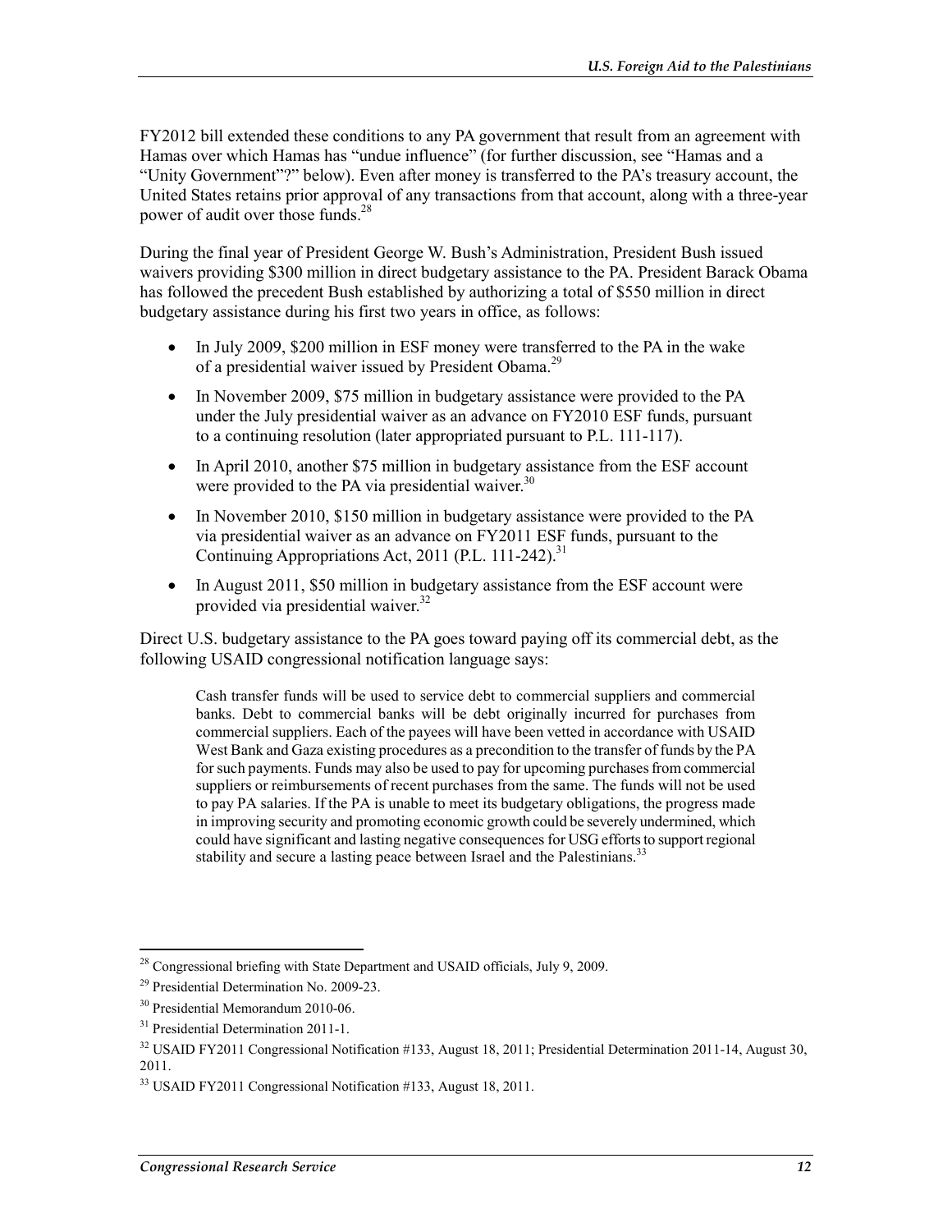FY2012 bill extended these conditions to any PA government that result from an agreement with Hamas over which Hamas has "undue influence" (for further discussion, see "Hamas and a "Unity Government"?" below). Even after money is transferred to the PA's treasury account, the United States retains prior approval of any transactions from that account, along with a three-year power of audit over those funds.[28]

During the final year of President George W. Bush's Administration, President Bush issued waivers providing $300 million in direct budgetary assistance to the PA. President Barack Obama has followed the precedent Bush established by authorizing a total of $550 million in direct budgetary assistance during his first two years in office, as follows:

- In July 2009, $200 million in ESF money were transferred to the PA in the wake of a presidential waiver issued by President Obama.[29]
- In November 2009, $75 million in budgetary assistance were provided to the PA under the July presidential waiver as an advance on FY2010 ESF funds, pursuant to a continuing resolution (later appropriated pursuant to P.L. 111-117).
- In April 2010, another $75 million in budgetary assistance from the ESF account were provided to the PA via presidential waiver.[30]
- In November 2010, $150 million in budgetary assistance were provided to the PA via presidential waiver as an advance on FY2011 ESF funds, pursuant to the Continuing Appropriations Act, 2011 (P.L. 111-242).[31]
- In August 2011, $50 million in budgetary assistance from the ESF account were provided via presidential waiver.[32]

Direct U.S. budgetary assistance to the PA goes toward paying off its commercial debt, as the following USAID congressional notification language says:

> Cash transfer funds will be used to service debt to commercial suppliers and commercial banks. Debt to commercial banks will be debt originally incurred for purchases from commercial suppliers. Each of the payees will have been vetted in accordance with USAID West Bank and Gaza existing procedures as a precondition to the transfer of funds by the PA for such payments. Funds may also be used to pay for upcoming purchases from commercial suppliers or reimbursements of recent purchases from the same. The funds will not be used to pay PA salaries. If the PA is unable to meet its budgetary obligations, the progress made in improving security and promoting economic growth could be severely undermined, which could have significant and lasting negative consequences for USG efforts to support regional stability and secure a lasting peace between Israel and the Palestinians.[33]

---

[28] Congressional briefing with State Department and USAID officials, July 9, 2009.

[29] Presidential Determination No. 2009-23.

[30] Presidential Memorandum 2010-06.

[31] Presidential Determination 2011-1.

[32] USAID FY2011 Congressional Notification #133, August 18, 2011; Presidential Determination 2011-14, August 30, 2011.

[33] USAID FY2011 Congressional Notification #133, August 18, 2011.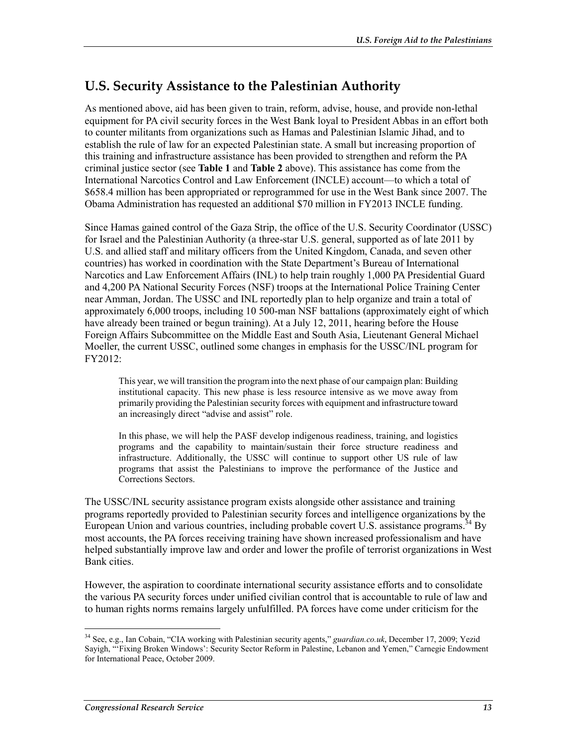## U.S. Security Assistance to the Palestinian Authority

As mentioned above, aid has been given to train, reform, advise, house, and provide non-lethal equipment for PA civil security forces in the West Bank loyal to President Abbas in an effort both to counter militants from organizations such as Hamas and Palestinian Islamic Jihad, and to establish the rule of law for an expected Palestinian state. A small but increasing proportion of this training and infrastructure assistance has been provided to strengthen and reform the PA criminal justice sector (see **Table 1** and **Table 2** above). This assistance has come from the International Narcotics Control and Law Enforcement (INCLE) account—to which a total of $658.4 million has been appropriated or reprogrammed for use in the West Bank since 2007. The Obama Administration has requested an additional $70 million in FY2013 INCLE funding.

Since Hamas gained control of the Gaza Strip, the office of the U.S. Security Coordinator (USSC) for Israel and the Palestinian Authority (a three-star U.S. general, supported as of late 2011 by U.S. and allied staff and military officers from the United Kingdom, Canada, and seven other countries) has worked in coordination with the State Department's Bureau of International Narcotics and Law Enforcement Affairs (INL) to help train roughly 1,000 PA Presidential Guard and 4,200 PA National Security Forces (NSF) troops at the International Police Training Center near Amman, Jordan. The USSC and INL reportedly plan to help organize and train a total of approximately 6,000 troops, including 10 500-man NSF battalions (approximately eight of which have already been trained or begun training). At a July 12, 2011, hearing before the House Foreign Affairs Subcommittee on the Middle East and South Asia, Lieutenant General Michael Moeller, the current USSC, outlined some changes in emphasis for the USSC/INL program for FY2012:

> This year, we will transition the program into the next phase of our campaign plan: Building institutional capacity. This new phase is less resource intensive as we move away from primarily providing the Palestinian security forces with equipment and infrastructure toward an increasingly direct "advise and assist" role.
>
> In this phase, we will help the PASF develop indigenous readiness, training, and logistics programs and the capability to maintain/sustain their force structure readiness and infrastructure. Additionally, the USSC will continue to support other US rule of law programs that assist the Palestinians to improve the performance of the Justice and Corrections Sectors.

The USSC/INL security assistance program exists alongside other assistance and training programs reportedly provided to Palestinian security forces and intelligence organizations by the European Union and various countries, including probable covert U.S. assistance programs.[34] By most accounts, the PA forces receiving training have shown increased professionalism and have helped substantially improve law and order and lower the profile of terrorist organizations in West Bank cities.

However, the aspiration to coordinate international security assistance efforts and to consolidate the various PA security forces under unified civilian control that is accountable to rule of law and to human rights norms remains largely unfulfilled. PA forces have come under criticism for the

---

[34] See, e.g., Ian Cobain, "CIA working with Palestinian security agents," *guardian.co.uk*, December 17, 2009; Yezid Sayigh, "'Fixing Broken Windows': Security Sector Reform in Palestine, Lebanon and Yemen," Carnegie Endowment for International Peace, October 2009.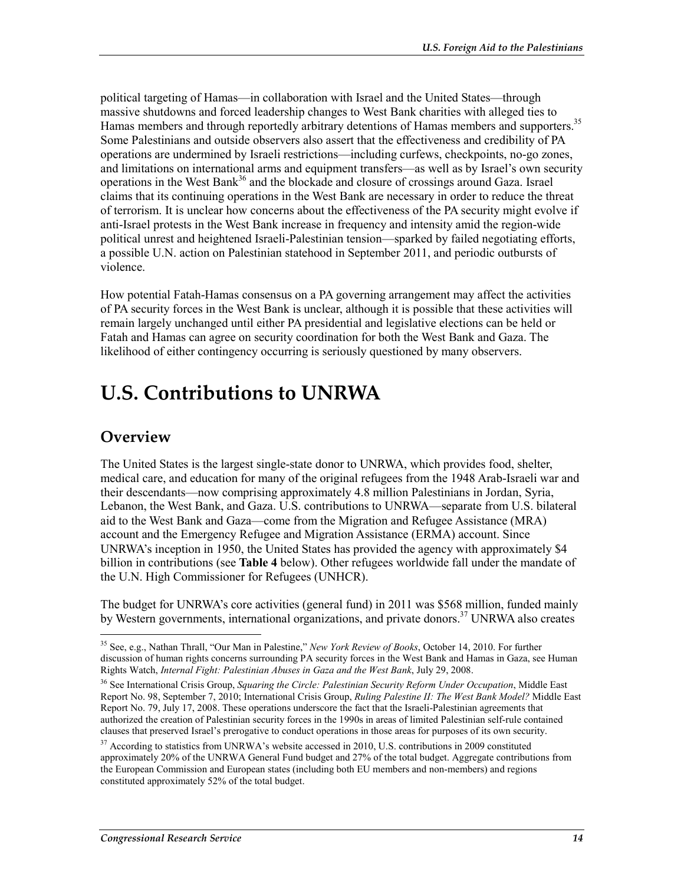political targeting of Hamas—in collaboration with Israel and the United States—through massive shutdowns and forced leadership changes to West Bank charities with alleged ties to Hamas members and through reportedly arbitrary detentions of Hamas members and supporters.[35] Some Palestinians and outside observers also assert that the effectiveness and credibility of PA operations are undermined by Israeli restrictions—including curfews, checkpoints, no-go zones, and limitations on international arms and equipment transfers—as well as by Israel's own security operations in the West Bank[36] and the blockade and closure of crossings around Gaza. Israel claims that its continuing operations in the West Bank are necessary in order to reduce the threat of terrorism. It is unclear how concerns about the effectiveness of the PA security might evolve if anti-Israel protests in the West Bank increase in frequency and intensity amid the region-wide political unrest and heightened Israeli-Palestinian tension—sparked by failed negotiating efforts, a possible U.N. action on Palestinian statehood in September 2011, and periodic outbursts of violence.

How potential Fatah-Hamas consensus on a PA governing arrangement may affect the activities of PA security forces in the West Bank is unclear, although it is possible that these activities will remain largely unchanged until either PA presidential and legislative elections can be held or Fatah and Hamas can agree on security coordination for both the West Bank and Gaza. The likelihood of either contingency occurring is seriously questioned by many observers.

# U.S. Contributions to UNRWA

## Overview

The United States is the largest single-state donor to UNRWA, which provides food, shelter, medical care, and education for many of the original refugees from the 1948 Arab-Israeli war and their descendants—now comprising approximately 4.8 million Palestinians in Jordan, Syria, Lebanon, the West Bank, and Gaza. U.S. contributions to UNRWA—separate from U.S. bilateral aid to the West Bank and Gaza—come from the Migration and Refugee Assistance (MRA) account and the Emergency Refugee and Migration Assistance (ERMA) account. Since UNRWA's inception in 1950, the United States has provided the agency with approximately $4 billion in contributions (see **Table 4** below). Other refugees worldwide fall under the mandate of the U.N. High Commissioner for Refugees (UNHCR).

The budget for UNRWA's core activities (general fund) in 2011 was $568 million, funded mainly by Western governments, international organizations, and private donors.[37] UNRWA also creates

---

[35] See, e.g., Nathan Thrall, "Our Man in Palestine," *New York Review of Books*, October 14, 2010. For further discussion of human rights concerns surrounding PA security forces in the West Bank and Hamas in Gaza, see Human Rights Watch, *Internal Fight: Palestinian Abuses in Gaza and the West Bank*, July 29, 2008.

[36] See International Crisis Group, *Squaring the Circle: Palestinian Security Reform Under Occupation*, Middle East Report No. 98, September 7, 2010; International Crisis Group, *Ruling Palestine II: The West Bank Model?* Middle East Report No. 79, July 17, 2008. These operations underscore the fact that the Israeli-Palestinian agreements that authorized the creation of Palestinian security forces in the 1990s in areas of limited Palestinian self-rule contained clauses that preserved Israel's prerogative to conduct operations in those areas for purposes of its own security.

[37] According to statistics from UNRWA's website accessed in 2010, U.S. contributions in 2009 constituted approximately 20% of the UNRWA General Fund budget and 27% of the total budget. Aggregate contributions from the European Commission and European states (including both EU members and non-members) and regions constituted approximately 52% of the total budget.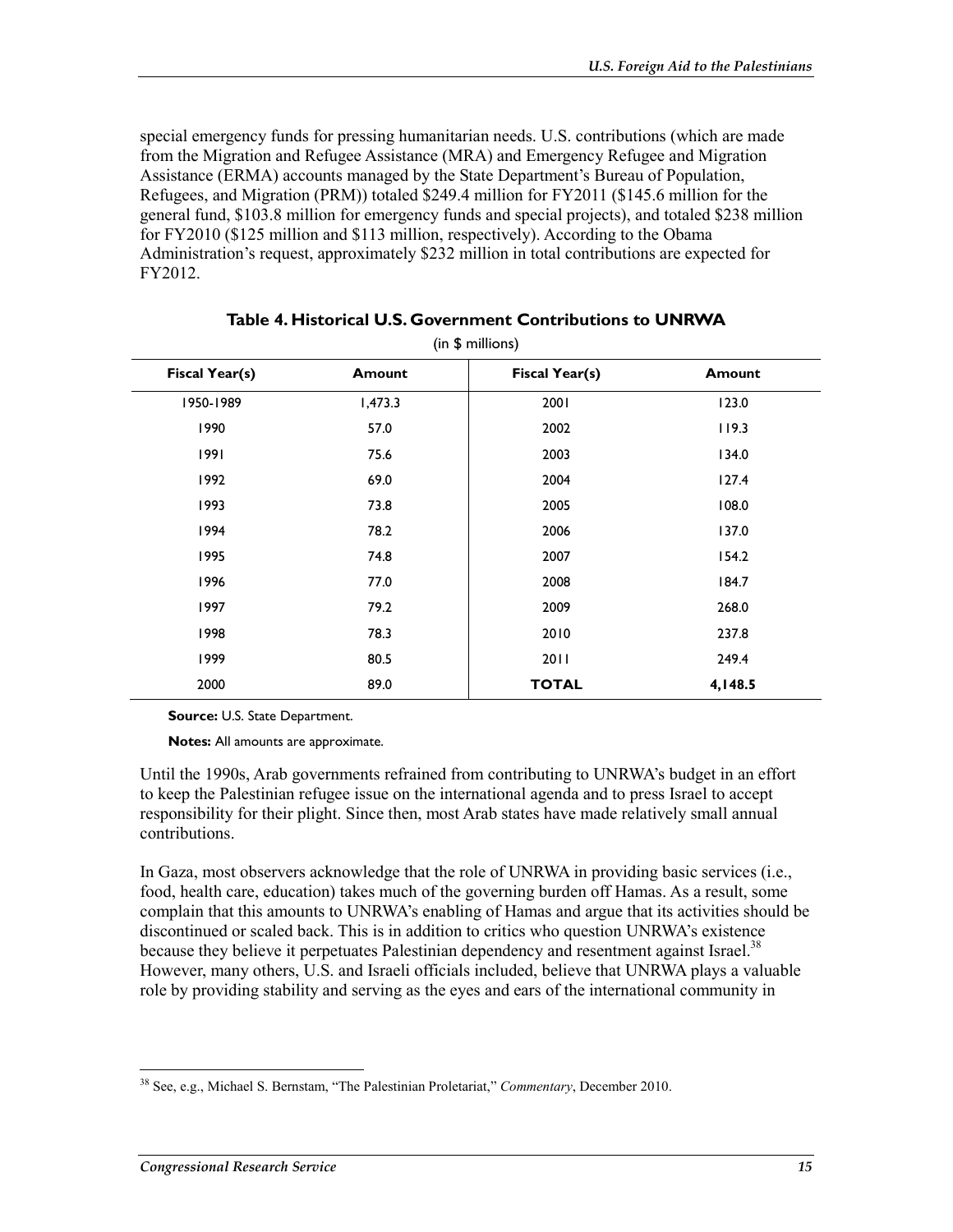special emergency funds for pressing humanitarian needs. U.S. contributions (which are made from the Migration and Refugee Assistance (MRA) and Emergency Refugee and Migration Assistance (ERMA) accounts managed by the State Department's Bureau of Population, Refugees, and Migration (PRM)) totaled $249.4 million for FY2011 ($145.6 million for the general fund, $103.8 million for emergency funds and special projects), and totaled $238 million for FY2010 ($125 million and $113 million, respectively). According to the Obama Administration's request, approximately $232 million in total contributions are expected for FY2012.

**Table 4. Historical U.S. Government Contributions to UNRWA**

(in $ millions)

| Fiscal Year(s) | Amount | Fiscal Year(s) | Amount |
|---|---|---|---|
| 1950-1989 | 1,473.3 | 2001 | 123.0 |
| 1990 | 57.0 | 2002 | 119.3 |
| 1991 | 75.6 | 2003 | 134.0 |
| 1992 | 69.0 | 2004 | 127.4 |
| 1993 | 73.8 | 2005 | 108.0 |
| 1994 | 78.2 | 2006 | 137.0 |
| 1995 | 74.8 | 2007 | 154.2 |
| 1996 | 77.0 | 2008 | 184.7 |
| 1997 | 79.2 | 2009 | 268.0 |
| 1998 | 78.3 | 2010 | 237.8 |
| 1999 | 80.5 | 2011 | 249.4 |
| 2000 | 89.0 | **TOTAL** | **4,148.5** |

**Source:** U.S. State Department.

**Notes:** All amounts are approximate.

Until the 1990s, Arab governments refrained from contributing to UNRWA's budget in an effort to keep the Palestinian refugee issue on the international agenda and to press Israel to accept responsibility for their plight. Since then, most Arab states have made relatively small annual contributions.

In Gaza, most observers acknowledge that the role of UNRWA in providing basic services (i.e., food, health care, education) takes much of the governing burden off Hamas. As a result, some complain that this amounts to UNRWA's enabling of Hamas and argue that its activities should be discontinued or scaled back. This is in addition to critics who question UNRWA's existence because they believe it perpetuates Palestinian dependency and resentment against Israel.[38] However, many others, U.S. and Israeli officials included, believe that UNRWA plays a valuable role by providing stability and serving as the eyes and ears of the international community in

[38] See, e.g., Michael S. Bernstam, "The Palestinian Proletariat," *Commentary*, December 2010.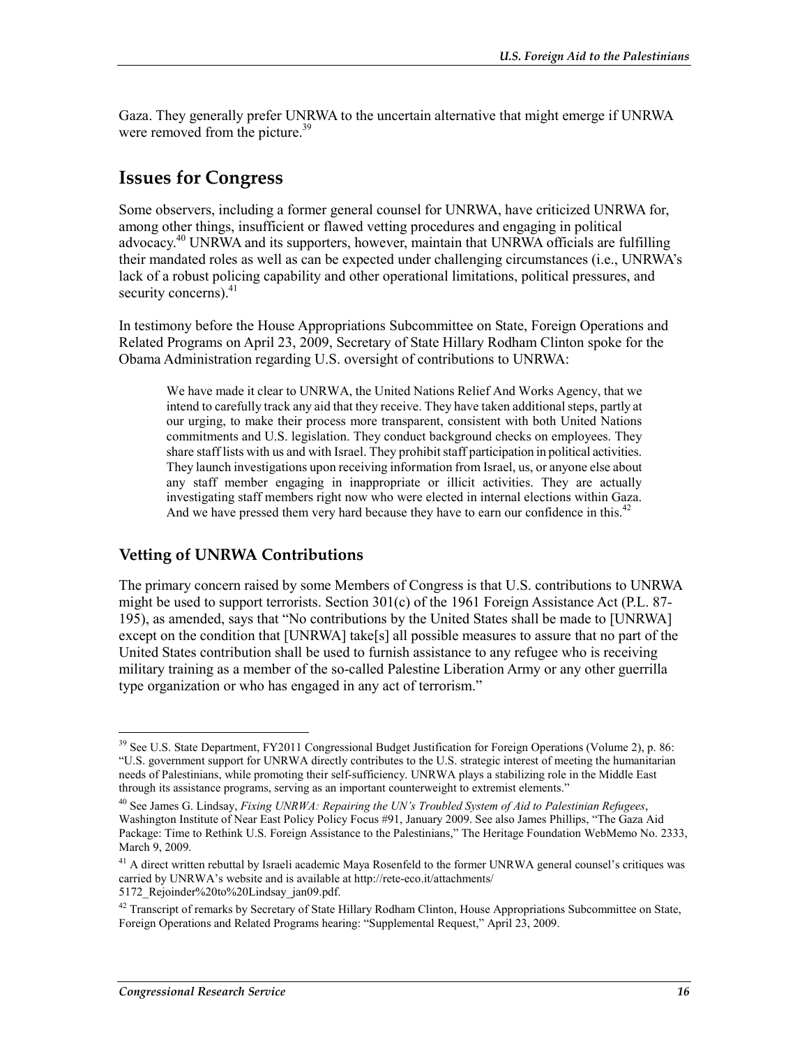Gaza. They generally prefer UNRWA to the uncertain alternative that might emerge if UNRWA were removed from the picture.[39]

## Issues for Congress

Some observers, including a former general counsel for UNRWA, have criticized UNRWA for, among other things, insufficient or flawed vetting procedures and engaging in political advocacy.[40] UNRWA and its supporters, however, maintain that UNRWA officials are fulfilling their mandated roles as well as can be expected under challenging circumstances (i.e., UNRWA's lack of a robust policing capability and other operational limitations, political pressures, and security concerns).[41]

In testimony before the House Appropriations Subcommittee on State, Foreign Operations and Related Programs on April 23, 2009, Secretary of State Hillary Rodham Clinton spoke for the Obama Administration regarding U.S. oversight of contributions to UNRWA:

> We have made it clear to UNRWA, the United Nations Relief And Works Agency, that we intend to carefully track any aid that they receive. They have taken additional steps, partly at our urging, to make their process more transparent, consistent with both United Nations commitments and U.S. legislation. They conduct background checks on employees. They share staff lists with us and with Israel. They prohibit staff participation in political activities. They launch investigations upon receiving information from Israel, us, or anyone else about any staff member engaging in inappropriate or illicit activities. They are actually investigating staff members right now who were elected in internal elections within Gaza. And we have pressed them very hard because they have to earn our confidence in this.[42]

### Vetting of UNRWA Contributions

The primary concern raised by some Members of Congress is that U.S. contributions to UNRWA might be used to support terrorists. Section 301(c) of the 1961 Foreign Assistance Act (P.L. 87-195), as amended, says that "No contributions by the United States shall be made to [UNRWA] except on the condition that [UNRWA] take[s] all possible measures to assure that no part of the United States contribution shall be used to furnish assistance to any refugee who is receiving military training as a member of the so-called Palestine Liberation Army or any other guerrilla type organization or who has engaged in any act of terrorism."

---

[39] See U.S. State Department, FY2011 Congressional Budget Justification for Foreign Operations (Volume 2), p. 86: "U.S. government support for UNRWA directly contributes to the U.S. strategic interest of meeting the humanitarian needs of Palestinians, while promoting their self-sufficiency. UNRWA plays a stabilizing role in the Middle East through its assistance programs, serving as an important counterweight to extremist elements."

[40] See James G. Lindsay, *Fixing UNRWA: Repairing the UN's Troubled System of Aid to Palestinian Refugees*, Washington Institute of Near East Policy Policy Focus #91, January 2009. See also James Phillips, "The Gaza Aid Package: Time to Rethink U.S. Foreign Assistance to the Palestinians," The Heritage Foundation WebMemo No. 2333, March 9, 2009.

[41] A direct written rebuttal by Israeli academic Maya Rosenfeld to the former UNRWA general counsel's critiques was carried by UNRWA's website and is available at http://rete-eco.it/attachments/5172_Rejoinder%20to%20Lindsay_jan09.pdf.

[42] Transcript of remarks by Secretary of State Hillary Rodham Clinton, House Appropriations Subcommittee on State, Foreign Operations and Related Programs hearing: "Supplemental Request," April 23, 2009.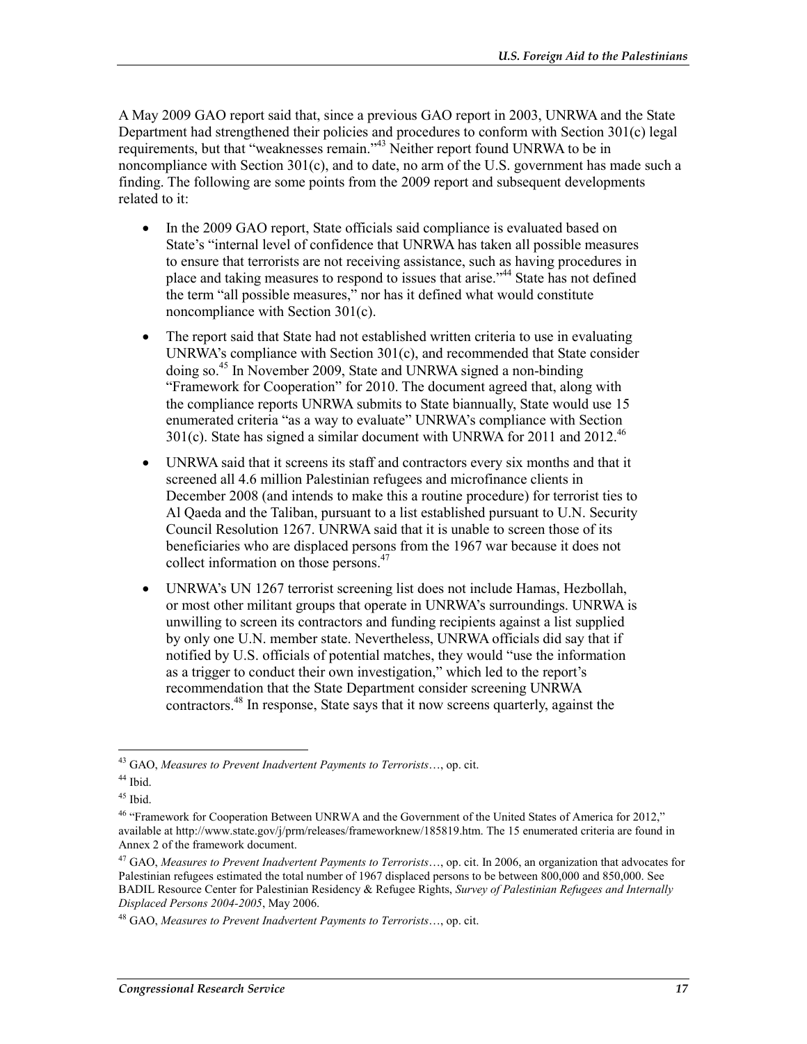A May 2009 GAO report said that, since a previous GAO report in 2003, UNRWA and the State Department had strengthened their policies and procedures to conform with Section 301(c) legal requirements, but that "weaknesses remain."[43] Neither report found UNRWA to be in noncompliance with Section 301(c), and to date, no arm of the U.S. government has made such a finding. The following are some points from the 2009 report and subsequent developments related to it:

- In the 2009 GAO report, State officials said compliance is evaluated based on State's "internal level of confidence that UNRWA has taken all possible measures to ensure that terrorists are not receiving assistance, such as having procedures in place and taking measures to respond to issues that arise."[44] State has not defined the term "all possible measures," nor has it defined what would constitute noncompliance with Section 301(c).
- The report said that State had not established written criteria to use in evaluating UNRWA's compliance with Section 301(c), and recommended that State consider doing so.[45] In November 2009, State and UNRWA signed a non-binding "Framework for Cooperation" for 2010. The document agreed that, along with the compliance reports UNRWA submits to State biannually, State would use 15 enumerated criteria "as a way to evaluate" UNRWA's compliance with Section 301(c). State has signed a similar document with UNRWA for 2011 and 2012.[46]
- UNRWA said that it screens its staff and contractors every six months and that it screened all 4.6 million Palestinian refugees and microfinance clients in December 2008 (and intends to make this a routine procedure) for terrorist ties to Al Qaeda and the Taliban, pursuant to a list established pursuant to U.N. Security Council Resolution 1267. UNRWA said that it is unable to screen those of its beneficiaries who are displaced persons from the 1967 war because it does not collect information on those persons.[47]
- UNRWA's UN 1267 terrorist screening list does not include Hamas, Hezbollah, or most other militant groups that operate in UNRWA's surroundings. UNRWA is unwilling to screen its contractors and funding recipients against a list supplied by only one U.N. member state. Nevertheless, UNRWA officials did say that if notified by U.S. officials of potential matches, they would "use the information as a trigger to conduct their own investigation," which led to the report's recommendation that the State Department consider screening UNRWA contractors.[48] In response, State says that it now screens quarterly, against the

---

[43] GAO, *Measures to Prevent Inadvertent Payments to Terrorists*…, op. cit.

[44] Ibid.

[45] Ibid.

[46] "Framework for Cooperation Between UNRWA and the Government of the United States of America for 2012," available at http://www.state.gov/j/prm/releases/frameworknew/185819.htm. The 15 enumerated criteria are found in Annex 2 of the framework document.

[47] GAO, *Measures to Prevent Inadvertent Payments to Terrorists*…, op. cit. In 2006, an organization that advocates for Palestinian refugees estimated the total number of 1967 displaced persons to be between 800,000 and 850,000. See BADIL Resource Center for Palestinian Residency & Refugee Rights, *Survey of Palestinian Refugees and Internally Displaced Persons 2004-2005*, May 2006.

[48] GAO, *Measures to Prevent Inadvertent Payments to Terrorists*…, op. cit.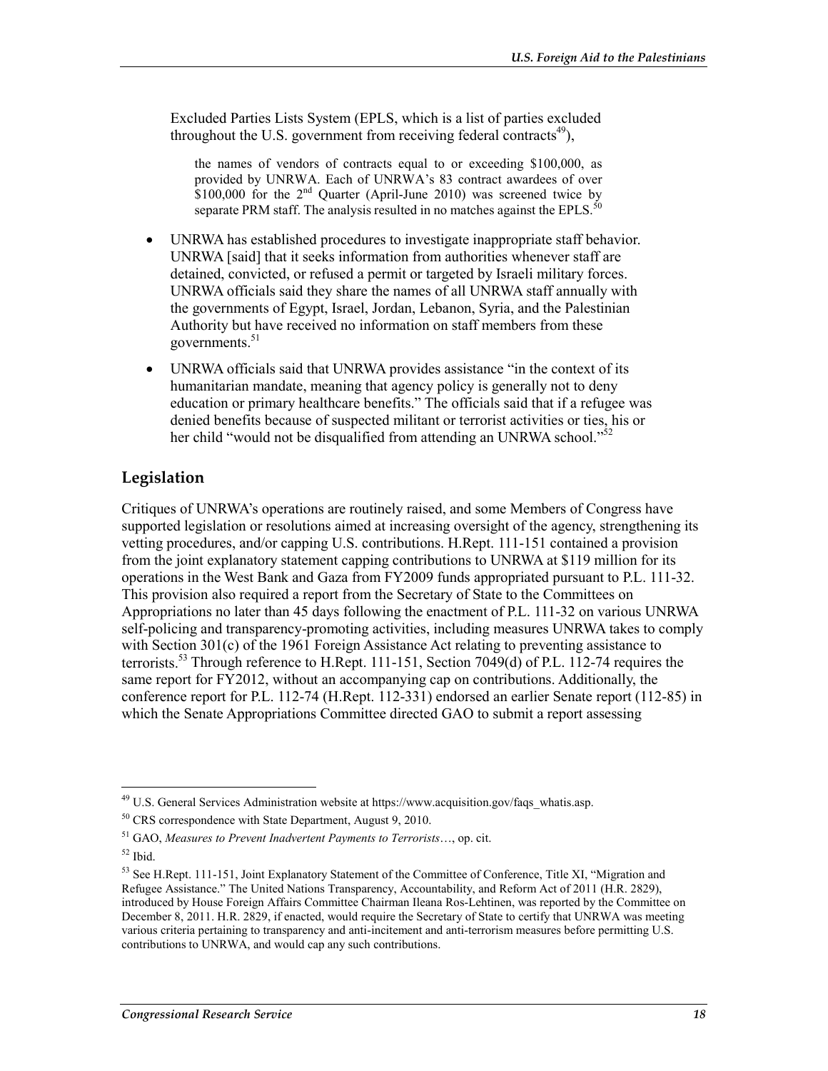Excluded Parties Lists System (EPLS, which is a list of parties excluded throughout the U.S. government from receiving federal contracts[49]),

> the names of vendors of contracts equal to or exceeding $100,000, as provided by UNRWA. Each of UNRWA's 83 contract awardees of over $100,000 for the 2nd Quarter (April-June 2010) was screened twice by separate PRM staff. The analysis resulted in no matches against the EPLS.[50]

- UNRWA has established procedures to investigate inappropriate staff behavior. UNRWA [said] that it seeks information from authorities whenever staff are detained, convicted, or refused a permit or targeted by Israeli military forces. UNRWA officials said they share the names of all UNRWA staff annually with the governments of Egypt, Israel, Jordan, Lebanon, Syria, and the Palestinian Authority but have received no information on staff members from these governments.[51]
- UNRWA officials said that UNRWA provides assistance "in the context of its humanitarian mandate, meaning that agency policy is generally not to deny education or primary healthcare benefits." The officials said that if a refugee was denied benefits because of suspected militant or terrorist activities or ties, his or her child "would not be disqualified from attending an UNRWA school."[52]

## Legislation

Critiques of UNRWA's operations are routinely raised, and some Members of Congress have supported legislation or resolutions aimed at increasing oversight of the agency, strengthening its vetting procedures, and/or capping U.S. contributions. H.Rept. 111-151 contained a provision from the joint explanatory statement capping contributions to UNRWA at $119 million for its operations in the West Bank and Gaza from FY2009 funds appropriated pursuant to P.L. 111-32. This provision also required a report from the Secretary of State to the Committees on Appropriations no later than 45 days following the enactment of P.L. 111-32 on various UNRWA self-policing and transparency-promoting activities, including measures UNRWA takes to comply with Section 301(c) of the 1961 Foreign Assistance Act relating to preventing assistance to terrorists.[53] Through reference to H.Rept. 111-151, Section 7049(d) of P.L. 112-74 requires the same report for FY2012, without an accompanying cap on contributions. Additionally, the conference report for P.L. 112-74 (H.Rept. 112-331) endorsed an earlier Senate report (112-85) in which the Senate Appropriations Committee directed GAO to submit a report assessing

---

[49] U.S. General Services Administration website at https://www.acquisition.gov/faqs_whatis.asp.

[50] CRS correspondence with State Department, August 9, 2010.

[51] GAO, *Measures to Prevent Inadvertent Payments to Terrorists*…, op. cit.

[52] Ibid.

[53] See H.Rept. 111-151, Joint Explanatory Statement of the Committee of Conference, Title XI, "Migration and Refugee Assistance." The United Nations Transparency, Accountability, and Reform Act of 2011 (H.R. 2829), introduced by House Foreign Affairs Committee Chairman Ileana Ros-Lehtinen, was reported by the Committee on December 8, 2011. H.R. 2829, if enacted, would require the Secretary of State to certify that UNRWA was meeting various criteria pertaining to transparency and anti-incitement and anti-terrorism measures before permitting U.S. contributions to UNRWA, and would cap any such contributions.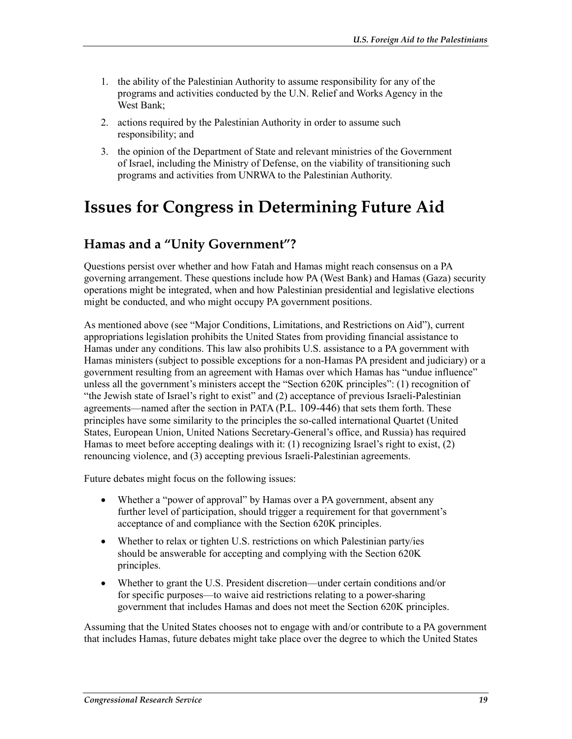1. the ability of the Palestinian Authority to assume responsibility for any of the programs and activities conducted by the U.N. Relief and Works Agency in the West Bank;
2. actions required by the Palestinian Authority in order to assume such responsibility; and
3. the opinion of the Department of State and relevant ministries of the Government of Israel, including the Ministry of Defense, on the viability of transitioning such programs and activities from UNRWA to the Palestinian Authority.

# Issues for Congress in Determining Future Aid

## Hamas and a "Unity Government"?

Questions persist over whether and how Fatah and Hamas might reach consensus on a PA governing arrangement. These questions include how PA (West Bank) and Hamas (Gaza) security operations might be integrated, when and how Palestinian presidential and legislative elections might be conducted, and who might occupy PA government positions.

As mentioned above (see "Major Conditions, Limitations, and Restrictions on Aid"), current appropriations legislation prohibits the United States from providing financial assistance to Hamas under any conditions. This law also prohibits U.S. assistance to a PA government with Hamas ministers (subject to possible exceptions for a non-Hamas PA president and judiciary) or a government resulting from an agreement with Hamas over which Hamas has "undue influence" unless all the government's ministers accept the "Section 620K principles": (1) recognition of "the Jewish state of Israel's right to exist" and (2) acceptance of previous Israeli-Palestinian agreements—named after the section in PATA (P.L. 109-446) that sets them forth. These principles have some similarity to the principles the so-called international Quartet (United States, European Union, United Nations Secretary-General's office, and Russia) has required Hamas to meet before accepting dealings with it: (1) recognizing Israel's right to exist, (2) renouncing violence, and (3) accepting previous Israeli-Palestinian agreements.

Future debates might focus on the following issues:

- Whether a "power of approval" by Hamas over a PA government, absent any further level of participation, should trigger a requirement for that government's acceptance of and compliance with the Section 620K principles.
- Whether to relax or tighten U.S. restrictions on which Palestinian party/ies should be answerable for accepting and complying with the Section 620K principles.
- Whether to grant the U.S. President discretion—under certain conditions and/or for specific purposes—to waive aid restrictions relating to a power-sharing government that includes Hamas and does not meet the Section 620K principles.

Assuming that the United States chooses not to engage with and/or contribute to a PA government that includes Hamas, future debates might take place over the degree to which the United States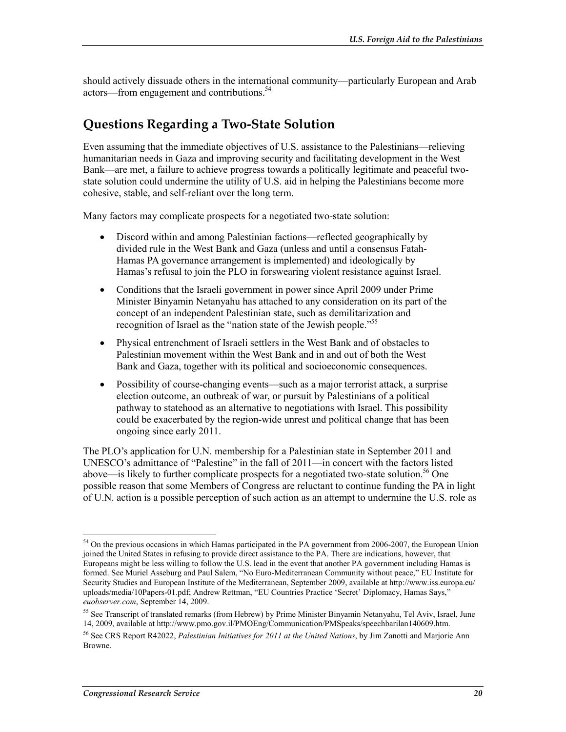should actively dissuade others in the international community—particularly European and Arab actors—from engagement and contributions.[54]

## Questions Regarding a Two-State Solution

Even assuming that the immediate objectives of U.S. assistance to the Palestinians—relieving humanitarian needs in Gaza and improving security and facilitating development in the West Bank—are met, a failure to achieve progress towards a politically legitimate and peaceful two-state solution could undermine the utility of U.S. aid in helping the Palestinians become more cohesive, stable, and self-reliant over the long term.

Many factors may complicate prospects for a negotiated two-state solution:

- Discord within and among Palestinian factions—reflected geographically by divided rule in the West Bank and Gaza (unless and until a consensus Fatah-Hamas PA governance arrangement is implemented) and ideologically by Hamas's refusal to join the PLO in forswearing violent resistance against Israel.
- Conditions that the Israeli government in power since April 2009 under Prime Minister Binyamin Netanyahu has attached to any consideration on its part of the concept of an independent Palestinian state, such as demilitarization and recognition of Israel as the "nation state of the Jewish people."[55]
- Physical entrenchment of Israeli settlers in the West Bank and of obstacles to Palestinian movement within the West Bank and in and out of both the West Bank and Gaza, together with its political and socioeconomic consequences.
- Possibility of course-changing events—such as a major terrorist attack, a surprise election outcome, an outbreak of war, or pursuit by Palestinians of a political pathway to statehood as an alternative to negotiations with Israel. This possibility could be exacerbated by the region-wide unrest and political change that has been ongoing since early 2011.

The PLO's application for U.N. membership for a Palestinian state in September 2011 and UNESCO's admittance of "Palestine" in the fall of 2011—in concert with the factors listed above—is likely to further complicate prospects for a negotiated two-state solution.[56] One possible reason that some Members of Congress are reluctant to continue funding the PA in light of U.N. action is a possible perception of such action as an attempt to undermine the U.S. role as

---

[54] On the previous occasions in which Hamas participated in the PA government from 2006-2007, the European Union joined the United States in refusing to provide direct assistance to the PA. There are indications, however, that Europeans might be less willing to follow the U.S. lead in the event that another PA government including Hamas is formed. See Muriel Asseburg and Paul Salem, "No Euro-Mediterranean Community without peace," EU Institute for Security Studies and European Institute of the Mediterranean, September 2009, available at http://www.iss.europa.eu/uploads/media/10Papers-01.pdf; Andrew Rettman, "EU Countries Practice 'Secret' Diplomacy, Hamas Says," *euobserver.com*, September 14, 2009.

[55] See Transcript of translated remarks (from Hebrew) by Prime Minister Binyamin Netanyahu, Tel Aviv, Israel, June 14, 2009, available at http://www.pmo.gov.il/PMOEng/Communication/PMSpeaks/speechbarilan140609.htm.

[56] See CRS Report R42022, *Palestinian Initiatives for 2011 at the United Nations*, by Jim Zanotti and Marjorie Ann Browne.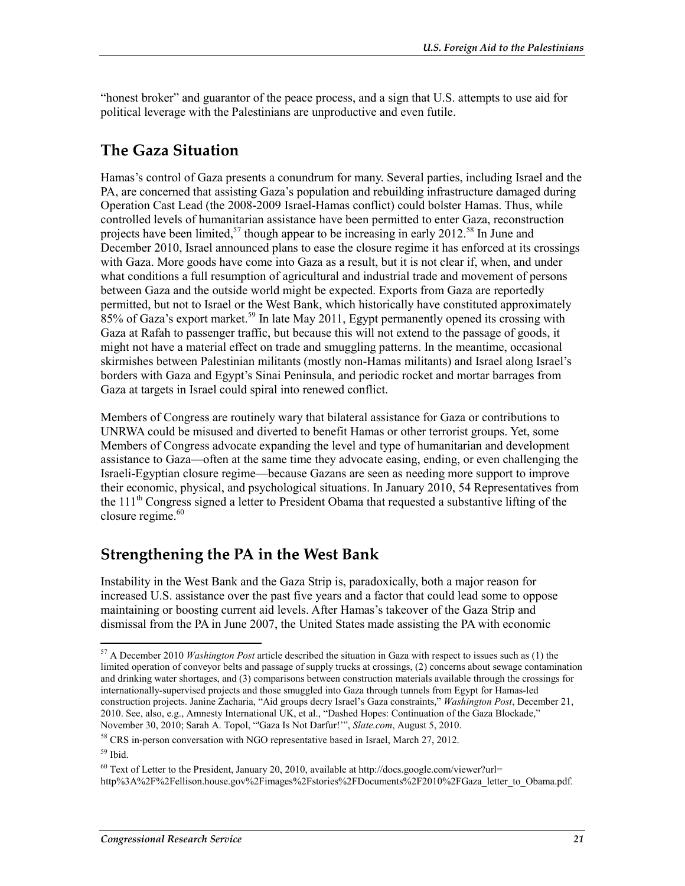"honest broker" and guarantor of the peace process, and a sign that U.S. attempts to use aid for political leverage with the Palestinians are unproductive and even futile.

## The Gaza Situation

Hamas's control of Gaza presents a conundrum for many. Several parties, including Israel and the PA, are concerned that assisting Gaza's population and rebuilding infrastructure damaged during Operation Cast Lead (the 2008-2009 Israel-Hamas conflict) could bolster Hamas. Thus, while controlled levels of humanitarian assistance have been permitted to enter Gaza, reconstruction projects have been limited,[57] though appear to be increasing in early 2012.[58] In June and December 2010, Israel announced plans to ease the closure regime it has enforced at its crossings with Gaza. More goods have come into Gaza as a result, but it is not clear if, when, and under what conditions a full resumption of agricultural and industrial trade and movement of persons between Gaza and the outside world might be expected. Exports from Gaza are reportedly permitted, but not to Israel or the West Bank, which historically have constituted approximately 85% of Gaza's export market.[59] In late May 2011, Egypt permanently opened its crossing with Gaza at Rafah to passenger traffic, but because this will not extend to the passage of goods, it might not have a material effect on trade and smuggling patterns. In the meantime, occasional skirmishes between Palestinian militants (mostly non-Hamas militants) and Israel along Israel's borders with Gaza and Egypt's Sinai Peninsula, and periodic rocket and mortar barrages from Gaza at targets in Israel could spiral into renewed conflict.

Members of Congress are routinely wary that bilateral assistance for Gaza or contributions to UNRWA could be misused and diverted to benefit Hamas or other terrorist groups. Yet, some Members of Congress advocate expanding the level and type of humanitarian and development assistance to Gaza—often at the same time they advocate easing, ending, or even challenging the Israeli-Egyptian closure regime—because Gazans are seen as needing more support to improve their economic, physical, and psychological situations. In January 2010, 54 Representatives from the 111th Congress signed a letter to President Obama that requested a substantive lifting of the closure regime.[60]

## Strengthening the PA in the West Bank

Instability in the West Bank and the Gaza Strip is, paradoxically, both a major reason for increased U.S. assistance over the past five years and a factor that could lead some to oppose maintaining or boosting current aid levels. After Hamas's takeover of the Gaza Strip and dismissal from the PA in June 2007, the United States made assisting the PA with economic

---

[57] A December 2010 *Washington Post* article described the situation in Gaza with respect to issues such as (1) the limited operation of conveyor belts and passage of supply trucks at crossings, (2) concerns about sewage contamination and drinking water shortages, and (3) comparisons between construction materials available through the crossings for internationally-supervised projects and those smuggled into Gaza through tunnels from Egypt for Hamas-led construction projects. Janine Zacharia, "Aid groups decry Israel's Gaza constraints," *Washington Post*, December 21, 2010. See, also, e.g., Amnesty International UK, et al., "Dashed Hopes: Continuation of the Gaza Blockade," November 30, 2010; Sarah A. Topol, "'Gaza Is Not Darfur!'", *Slate.com*, August 5, 2010.

[58] CRS in-person conversation with NGO representative based in Israel, March 27, 2012.

[59] Ibid.

[60] Text of Letter to the President, January 20, 2010, available at http://docs.google.com/viewer?url=http%3A%2F%2Fellison.house.gov%2Fimages%2Fstories%2FDocuments%2F2010%2FGaza_letter_to_Obama.pdf.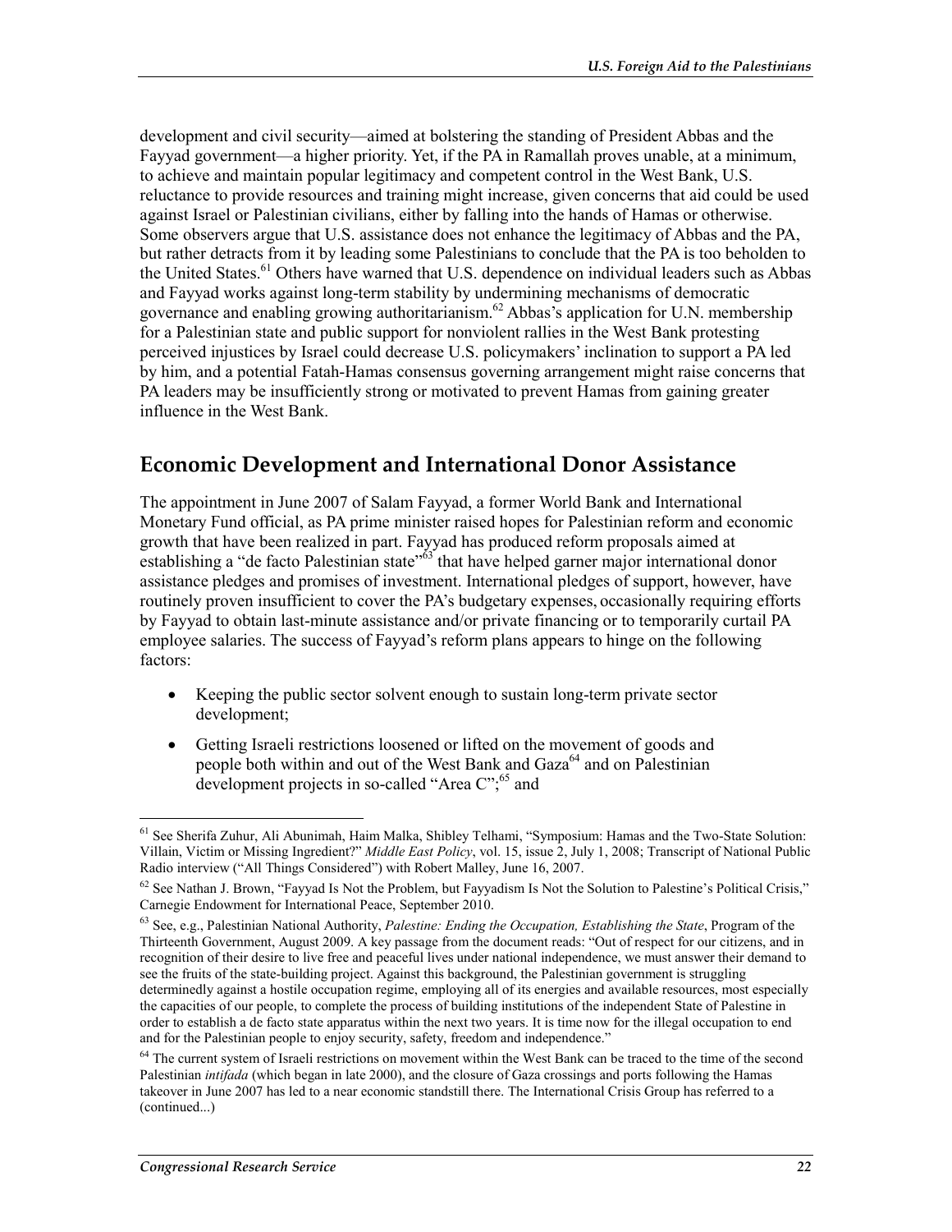development and civil security—aimed at bolstering the standing of President Abbas and the Fayyad government—a higher priority. Yet, if the PA in Ramallah proves unable, at a minimum, to achieve and maintain popular legitimacy and competent control in the West Bank, U.S. reluctance to provide resources and training might increase, given concerns that aid could be used against Israel or Palestinian civilians, either by falling into the hands of Hamas or otherwise. Some observers argue that U.S. assistance does not enhance the legitimacy of Abbas and the PA, but rather detracts from it by leading some Palestinians to conclude that the PA is too beholden to the United States.[61] Others have warned that U.S. dependence on individual leaders such as Abbas and Fayyad works against long-term stability by undermining mechanisms of democratic governance and enabling growing authoritarianism.[62] Abbas's application for U.N. membership for a Palestinian state and public support for nonviolent rallies in the West Bank protesting perceived injustices by Israel could decrease U.S. policymakers' inclination to support a PA led by him, and a potential Fatah-Hamas consensus governing arrangement might raise concerns that PA leaders may be insufficiently strong or motivated to prevent Hamas from gaining greater influence in the West Bank.

## Economic Development and International Donor Assistance

The appointment in June 2007 of Salam Fayyad, a former World Bank and International Monetary Fund official, as PA prime minister raised hopes for Palestinian reform and economic growth that have been realized in part. Fayyad has produced reform proposals aimed at establishing a "de facto Palestinian state"[63] that have helped garner major international donor assistance pledges and promises of investment. International pledges of support, however, have routinely proven insufficient to cover the PA's budgetary expenses, occasionally requiring efforts by Fayyad to obtain last-minute assistance and/or private financing or to temporarily curtail PA employee salaries. The success of Fayyad's reform plans appears to hinge on the following factors:

- Keeping the public sector solvent enough to sustain long-term private sector development;
- Getting Israeli restrictions loosened or lifted on the movement of goods and people both within and out of the West Bank and Gaza[64] and on Palestinian development projects in so-called "Area C";[65] and

---

[61] See Sherifa Zuhur, Ali Abunimah, Haim Malka, Shibley Telhami, "Symposium: Hamas and the Two-State Solution: Villain, Victim or Missing Ingredient?" *Middle East Policy*, vol. 15, issue 2, July 1, 2008; Transcript of National Public Radio interview ("All Things Considered") with Robert Malley, June 16, 2007.

[62] See Nathan J. Brown, "Fayyad Is Not the Problem, but Fayyadism Is Not the Solution to Palestine's Political Crisis," Carnegie Endowment for International Peace, September 2010.

[63] See, e.g., Palestinian National Authority, *Palestine: Ending the Occupation, Establishing the State*, Program of the Thirteenth Government, August 2009. A key passage from the document reads: "Out of respect for our citizens, and in recognition of their desire to live free and peaceful lives under national independence, we must answer their demand to see the fruits of the state-building project. Against this background, the Palestinian government is struggling determinedly against a hostile occupation regime, employing all of its energies and available resources, most especially the capacities of our people, to complete the process of building institutions of the independent State of Palestine in order to establish a de facto state apparatus within the next two years. It is time now for the illegal occupation to end and for the Palestinian people to enjoy security, safety, freedom and independence."

[64] The current system of Israeli restrictions on movement within the West Bank can be traced to the time of the second Palestinian *intifada* (which began in late 2000), and the closure of Gaza crossings and ports following the Hamas takeover in June 2007 has led to a near economic standstill there. The International Crisis Group has referred to a (continued...)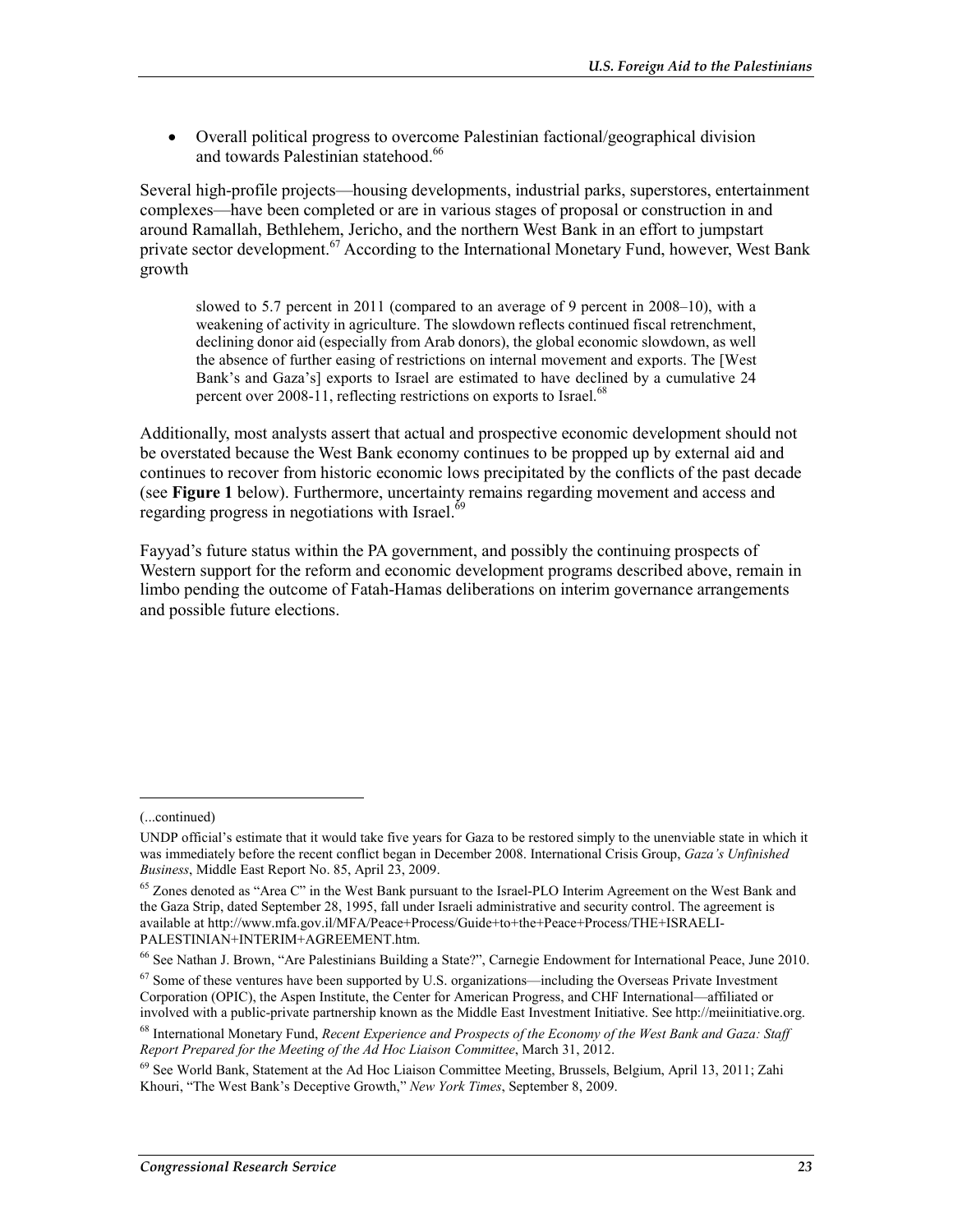- Overall political progress to overcome Palestinian factional/geographical division and towards Palestinian statehood.[66]

Several high-profile projects—housing developments, industrial parks, superstores, entertainment complexes—have been completed or are in various stages of proposal or construction in and around Ramallah, Bethlehem, Jericho, and the northern West Bank in an effort to jumpstart private sector development.[67] According to the International Monetary Fund, however, West Bank growth

> slowed to 5.7 percent in 2011 (compared to an average of 9 percent in 2008–10), with a weakening of activity in agriculture. The slowdown reflects continued fiscal retrenchment, declining donor aid (especially from Arab donors), the global economic slowdown, as well the absence of further easing of restrictions on internal movement and exports. The [West Bank's and Gaza's] exports to Israel are estimated to have declined by a cumulative 24 percent over 2008-11, reflecting restrictions on exports to Israel.[68]

Additionally, most analysts assert that actual and prospective economic development should not be overstated because the West Bank economy continues to be propped up by external aid and continues to recover from historic economic lows precipitated by the conflicts of the past decade (see **Figure 1** below). Furthermore, uncertainty remains regarding movement and access and regarding progress in negotiations with Israel.[69]

Fayyad's future status within the PA government, and possibly the continuing prospects of Western support for the reform and economic development programs described above, remain in limbo pending the outcome of Fatah-Hamas deliberations on interim governance arrangements and possible future elections.

---

(...continued)

UNDP official's estimate that it would take five years for Gaza to be restored simply to the unenviable state in which it was immediately before the recent conflict began in December 2008. International Crisis Group, *Gaza's Unfinished Business*, Middle East Report No. 85, April 23, 2009.

[65] Zones denoted as "Area C" in the West Bank pursuant to the Israel-PLO Interim Agreement on the West Bank and the Gaza Strip, dated September 28, 1995, fall under Israeli administrative and security control. The agreement is available at http://www.mfa.gov.il/MFA/Peace+Process/Guide+to+the+Peace+Process/THE+ISRAELI-PALESTINIAN+INTERIM+AGREEMENT.htm.

[66] See Nathan J. Brown, "Are Palestinians Building a State?", Carnegie Endowment for International Peace, June 2010.

[67] Some of these ventures have been supported by U.S. organizations—including the Overseas Private Investment Corporation (OPIC), the Aspen Institute, the Center for American Progress, and CHF International—affiliated or involved with a public-private partnership known as the Middle East Investment Initiative. See http://meiinitiative.org.

[68] International Monetary Fund, *Recent Experience and Prospects of the Economy of the West Bank and Gaza: Staff Report Prepared for the Meeting of the Ad Hoc Liaison Committee*, March 31, 2012.

[69] See World Bank, Statement at the Ad Hoc Liaison Committee Meeting, Brussels, Belgium, April 13, 2011; Zahi Khouri, "The West Bank's Deceptive Growth," *New York Times*, September 8, 2009.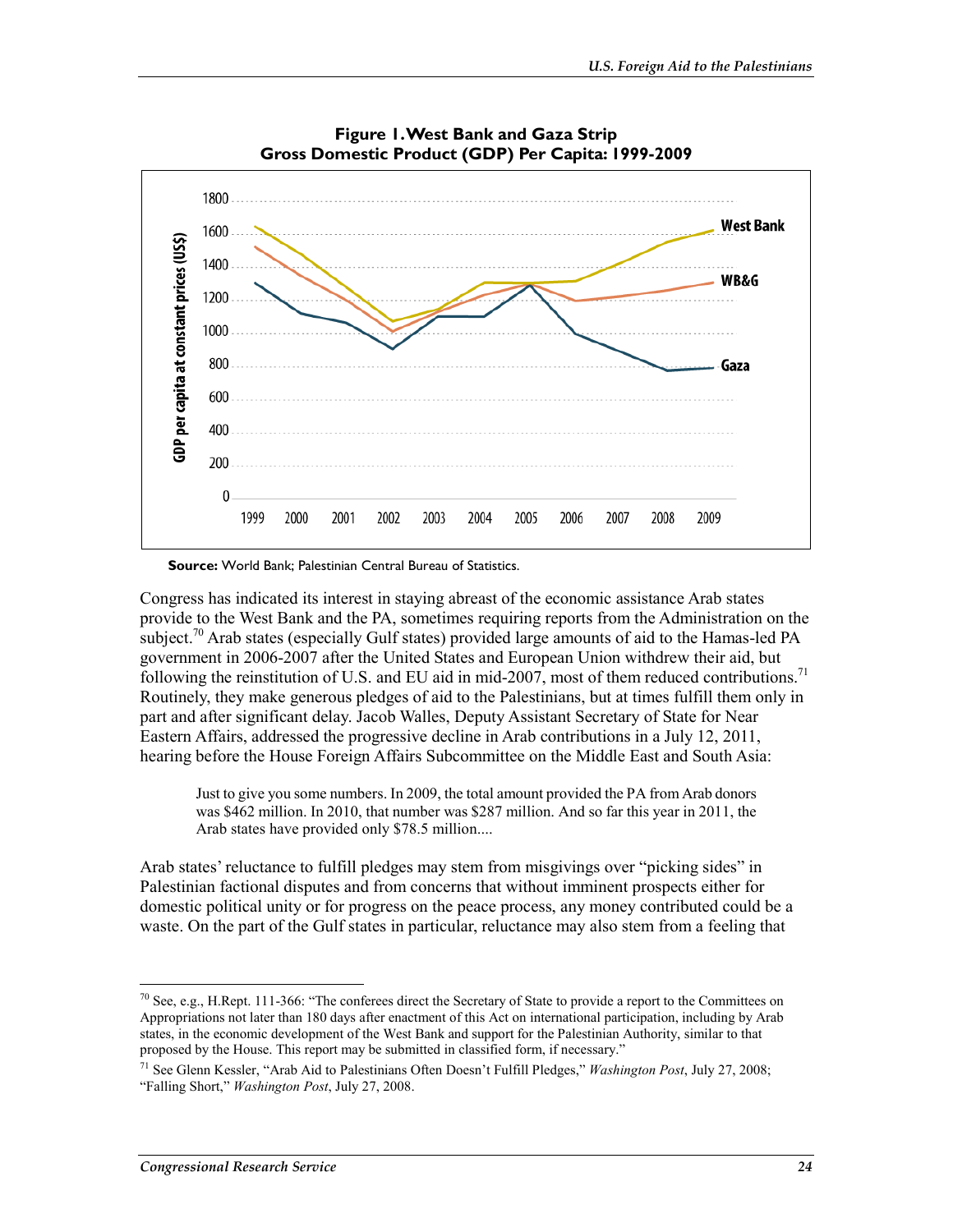**Figure 1. West Bank and Gaza Strip Gross Domestic Product (GDP) Per Capita: 1999-2009**

**Source:** World Bank; Palestinian Central Bureau of Statistics.

Congress has indicated its interest in staying abreast of the economic assistance Arab states provide to the West Bank and the PA, sometimes requiring reports from the Administration on the subject.[70] Arab states (especially Gulf states) provided large amounts of aid to the Hamas-led PA government in 2006-2007 after the United States and European Union withdrew their aid, but following the reinstitution of U.S. and EU aid in mid-2007, most of them reduced contributions.[71] Routinely, they make generous pledges of aid to the Palestinians, but at times fulfill them only in part and after significant delay. Jacob Walles, Deputy Assistant Secretary of State for Near Eastern Affairs, addressed the progressive decline in Arab contributions in a July 12, 2011, hearing before the House Foreign Affairs Subcommittee on the Middle East and South Asia:

> Just to give you some numbers. In 2009, the total amount provided the PA from Arab donors was $462 million. In 2010, that number was $287 million. And so far this year in 2011, the Arab states have provided only $78.5 million....

Arab states' reluctance to fulfill pledges may stem from misgivings over "picking sides" in Palestinian factional disputes and from concerns that without imminent prospects either for domestic political unity or for progress on the peace process, any money contributed could be a waste. On the part of the Gulf states in particular, reluctance may also stem from a feeling that

---

[70] See, e.g., H.Rept. 111-366: "The conferees direct the Secretary of State to provide a report to the Committees on Appropriations not later than 180 days after enactment of this Act on international participation, including by Arab states, in the economic development of the West Bank and support for the Palestinian Authority, similar to that proposed by the House. This report may be submitted in classified form, if necessary."

[71] See Glenn Kessler, "Arab Aid to Palestinians Often Doesn't Fulfill Pledges," *Washington Post*, July 27, 2008; "Falling Short," *Washington Post*, July 27, 2008.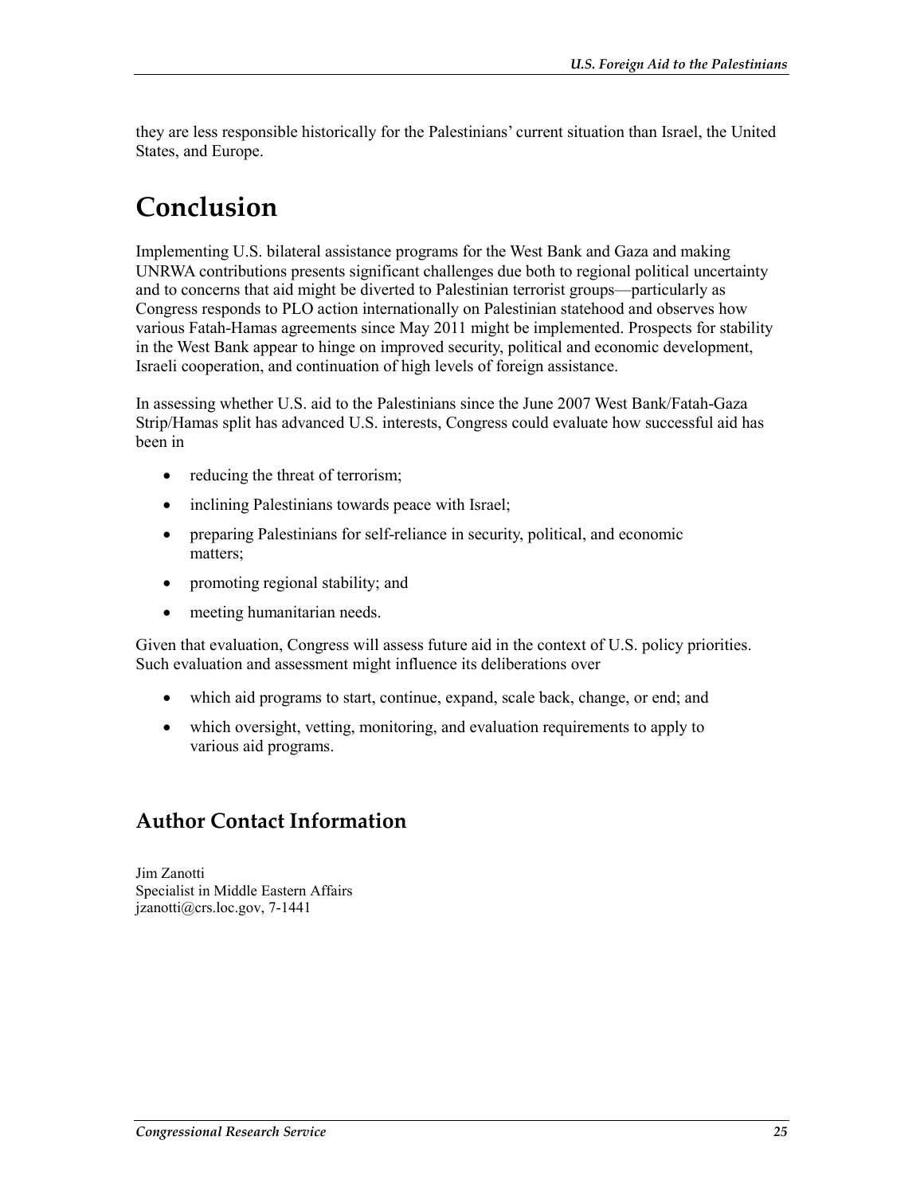they are less responsible historically for the Palestinians' current situation than Israel, the United States, and Europe.

# Conclusion

Implementing U.S. bilateral assistance programs for the West Bank and Gaza and making UNRWA contributions presents significant challenges due both to regional political uncertainty and to concerns that aid might be diverted to Palestinian terrorist groups—particularly as Congress responds to PLO action internationally on Palestinian statehood and observes how various Fatah-Hamas agreements since May 2011 might be implemented. Prospects for stability in the West Bank appear to hinge on improved security, political and economic development, Israeli cooperation, and continuation of high levels of foreign assistance.

In assessing whether U.S. aid to the Palestinians since the June 2007 West Bank/Fatah-Gaza Strip/Hamas split has advanced U.S. interests, Congress could evaluate how successful aid has been in

- reducing the threat of terrorism;
- inclining Palestinians towards peace with Israel;
- preparing Palestinians for self-reliance in security, political, and economic matters;
- promoting regional stability; and
- meeting humanitarian needs.

Given that evaluation, Congress will assess future aid in the context of U.S. policy priorities. Such evaluation and assessment might influence its deliberations over

- which aid programs to start, continue, expand, scale back, change, or end; and
- which oversight, vetting, monitoring, and evaluation requirements to apply to various aid programs.

## Author Contact Information

Jim Zanotti
Specialist in Middle Eastern Affairs
jzanotti@crs.loc.gov, 7-1441